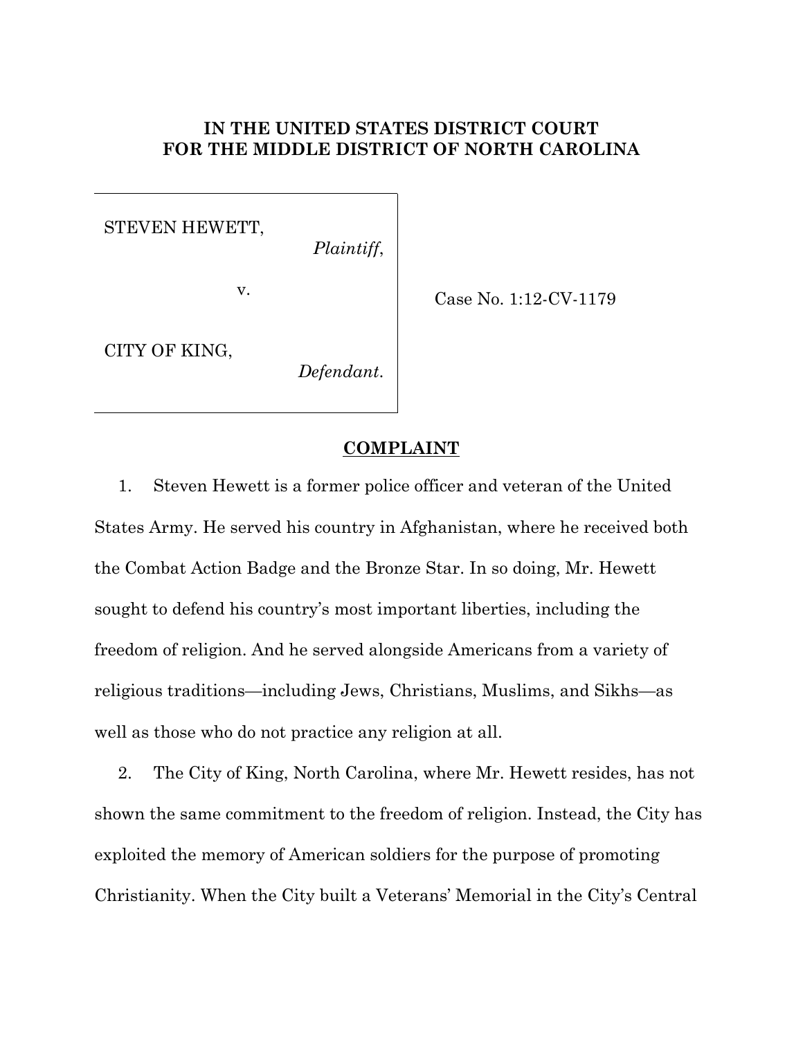**IN THE UNITED STATES DISTRICT COURT**
**FOR THE MIDDLE DISTRICT OF NORTH CAROLINA**

| | |
|---|---|
| STEVEN HEWETT, *Plaintiff*, v. CITY OF KING, *Defendant*. | Case No. 1:12-CV-1179 |

**COMPLAINT**

1. Steven Hewett is a former police officer and veteran of the United States Army. He served his country in Afghanistan, where he received both the Combat Action Badge and the Bronze Star. In so doing, Mr. Hewett sought to defend his country's most important liberties, including the freedom of religion. And he served alongside Americans from a variety of religious traditions—including Jews, Christians, Muslims, and Sikhs—as well as those who do not practice any religion at all.

2. The City of King, North Carolina, where Mr. Hewett resides, has not shown the same commitment to the freedom of religion. Instead, the City has exploited the memory of American soldiers for the purpose of promoting Christianity. When the City built a Veterans' Memorial in the City's Central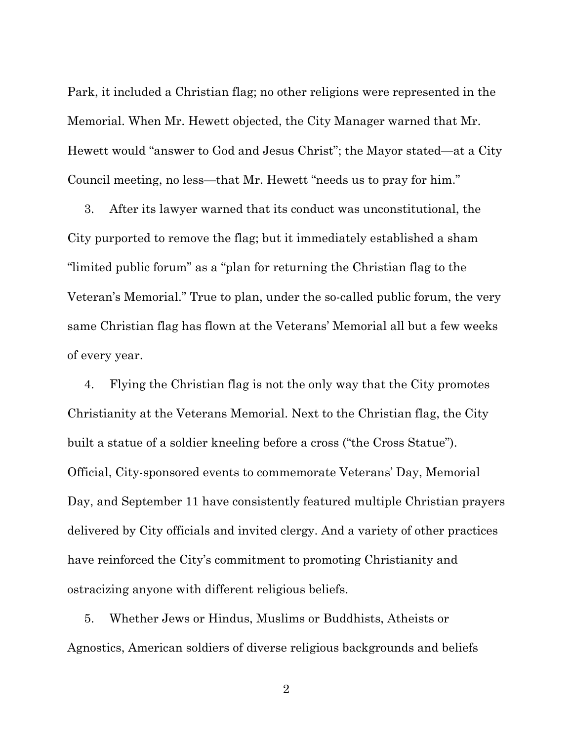Park, it included a Christian flag; no other religions were represented in the Memorial. When Mr. Hewett objected, the City Manager warned that Mr. Hewett would "answer to God and Jesus Christ"; the Mayor stated—at a City Council meeting, no less—that Mr. Hewett "needs us to pray for him."

3. After its lawyer warned that its conduct was unconstitutional, the City purported to remove the flag; but it immediately established a sham "limited public forum" as a "plan for returning the Christian flag to the Veteran's Memorial." True to plan, under the so-called public forum, the very same Christian flag has flown at the Veterans' Memorial all but a few weeks of every year.

4. Flying the Christian flag is not the only way that the City promotes Christianity at the Veterans Memorial. Next to the Christian flag, the City built a statue of a soldier kneeling before a cross ("the Cross Statue"). Official, City-sponsored events to commemorate Veterans' Day, Memorial Day, and September 11 have consistently featured multiple Christian prayers delivered by City officials and invited clergy. And a variety of other practices have reinforced the City's commitment to promoting Christianity and ostracizing anyone with different religious beliefs.

5. Whether Jews or Hindus, Muslims or Buddhists, Atheists or Agnostics, American soldiers of diverse religious backgrounds and beliefs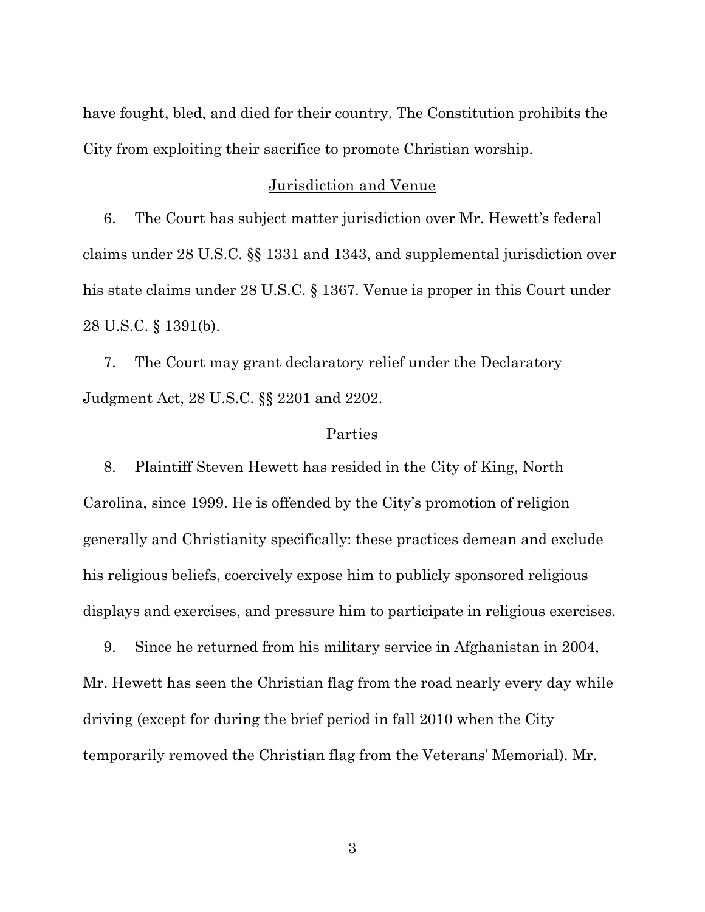have fought, bled, and died for their country. The Constitution prohibits the City from exploiting their sacrifice to promote Christian worship.

## Jurisdiction and Venue

6. The Court has subject matter jurisdiction over Mr. Hewett's federal claims under 28 U.S.C. §§ 1331 and 1343, and supplemental jurisdiction over his state claims under 28 U.S.C. § 1367. Venue is proper in this Court under 28 U.S.C. § 1391(b).

7. The Court may grant declaratory relief under the Declaratory Judgment Act, 28 U.S.C. §§ 2201 and 2202.

## Parties

8. Plaintiff Steven Hewett has resided in the City of King, North Carolina, since 1999. He is offended by the City's promotion of religion generally and Christianity specifically: these practices demean and exclude his religious beliefs, coercively expose him to publicly sponsored religious displays and exercises, and pressure him to participate in religious exercises.

9. Since he returned from his military service in Afghanistan in 2004, Mr. Hewett has seen the Christian flag from the road nearly every day while driving (except for during the brief period in fall 2010 when the City temporarily removed the Christian flag from the Veterans' Memorial). Mr.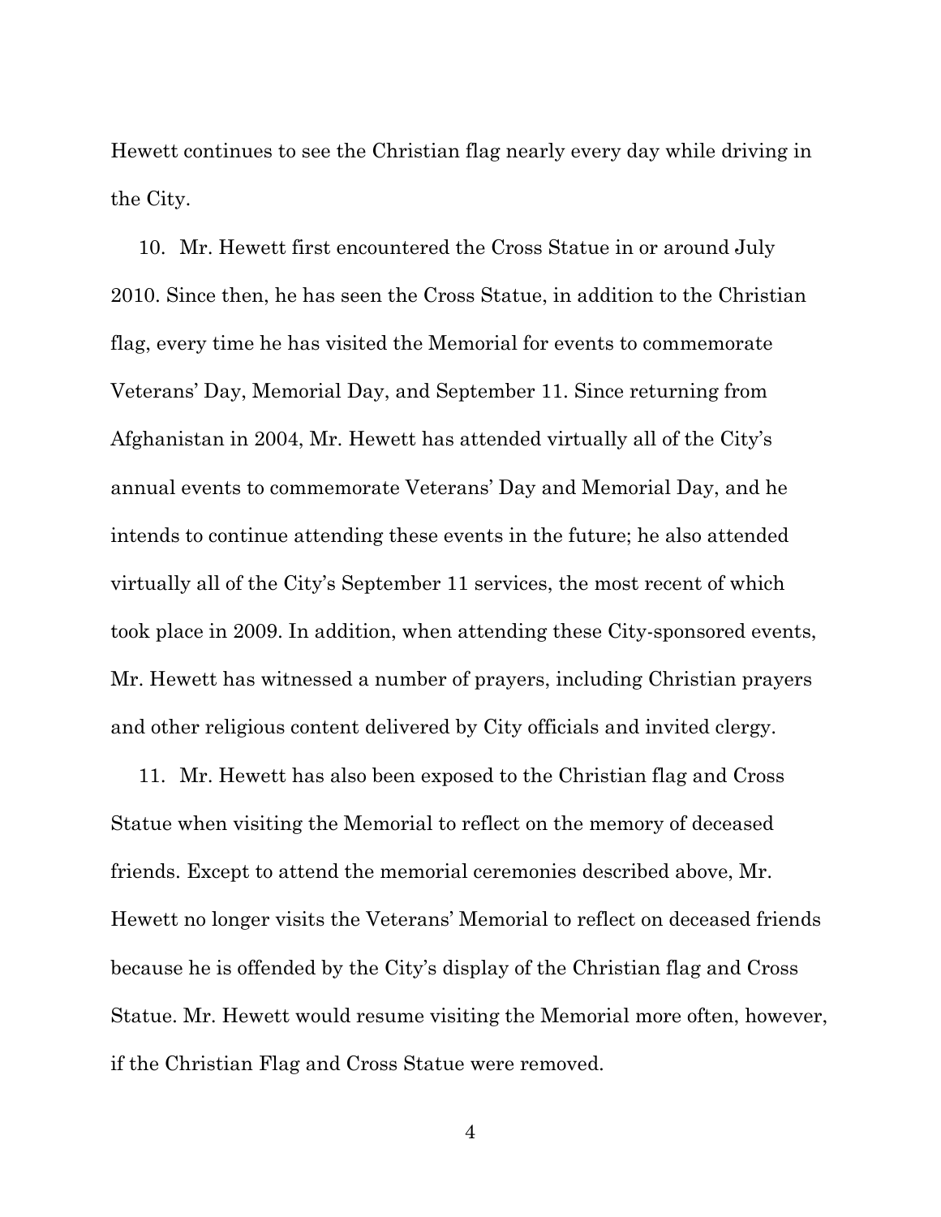Hewett continues to see the Christian flag nearly every day while driving in the City.

10. Mr. Hewett first encountered the Cross Statue in or around July 2010. Since then, he has seen the Cross Statue, in addition to the Christian flag, every time he has visited the Memorial for events to commemorate Veterans' Day, Memorial Day, and September 11. Since returning from Afghanistan in 2004, Mr. Hewett has attended virtually all of the City's annual events to commemorate Veterans' Day and Memorial Day, and he intends to continue attending these events in the future; he also attended virtually all of the City's September 11 services, the most recent of which took place in 2009. In addition, when attending these City-sponsored events, Mr. Hewett has witnessed a number of prayers, including Christian prayers and other religious content delivered by City officials and invited clergy.

11. Mr. Hewett has also been exposed to the Christian flag and Cross Statue when visiting the Memorial to reflect on the memory of deceased friends. Except to attend the memorial ceremonies described above, Mr. Hewett no longer visits the Veterans' Memorial to reflect on deceased friends because he is offended by the City's display of the Christian flag and Cross Statue. Mr. Hewett would resume visiting the Memorial more often, however, if the Christian Flag and Cross Statue were removed.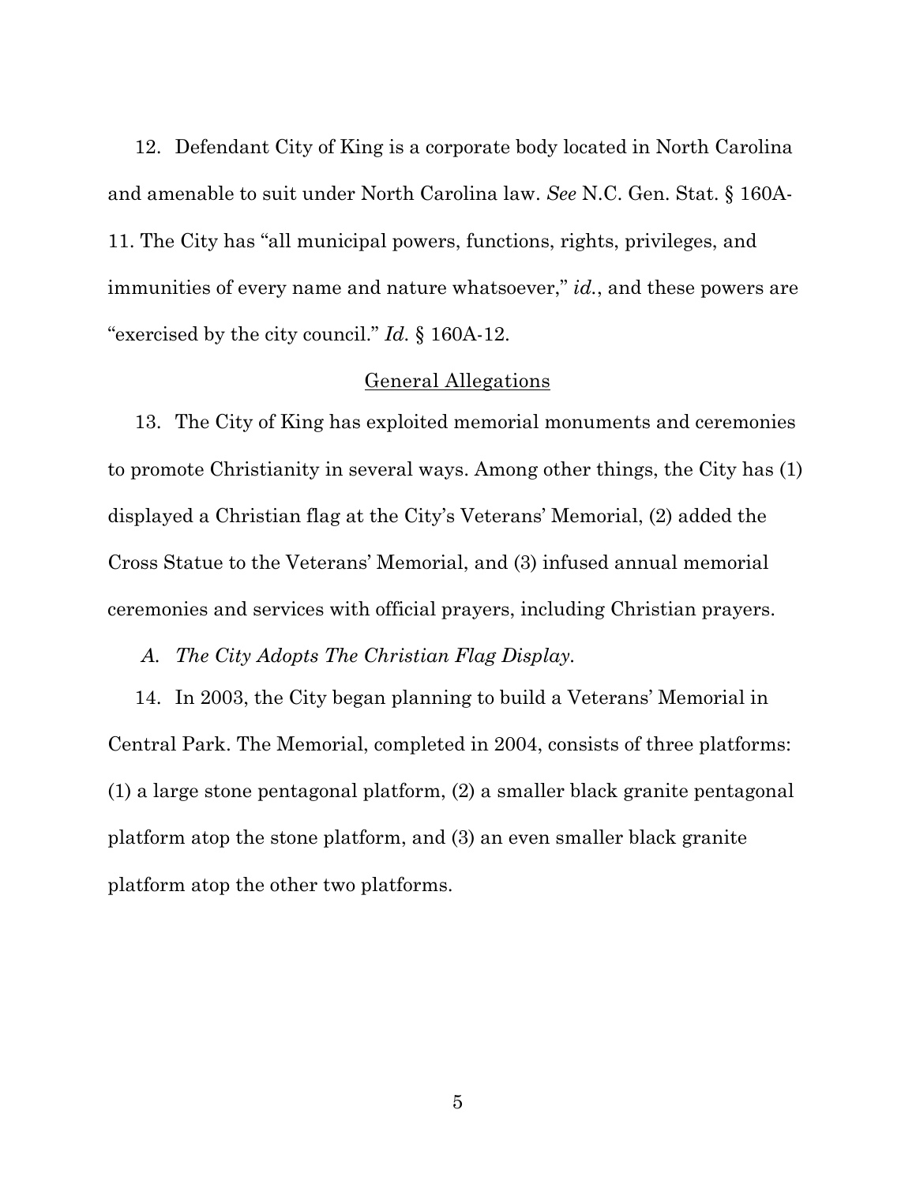12. Defendant City of King is a corporate body located in North Carolina and amenable to suit under North Carolina law. *See* N.C. Gen. Stat. § 160A-11. The City has "all municipal powers, functions, rights, privileges, and immunities of every name and nature whatsoever," *id.*, and these powers are "exercised by the city council." *Id.* § 160A-12.

<u>General Allegations</u>

13. The City of King has exploited memorial monuments and ceremonies to promote Christianity in several ways. Among other things, the City has (1) displayed a Christian flag at the City's Veterans' Memorial, (2) added the Cross Statue to the Veterans' Memorial, and (3) infused annual memorial ceremonies and services with official prayers, including Christian prayers.

*A. The City Adopts The Christian Flag Display.*

14. In 2003, the City began planning to build a Veterans' Memorial in Central Park. The Memorial, completed in 2004, consists of three platforms: (1) a large stone pentagonal platform, (2) a smaller black granite pentagonal platform atop the stone platform, and (3) an even smaller black granite platform atop the other two platforms.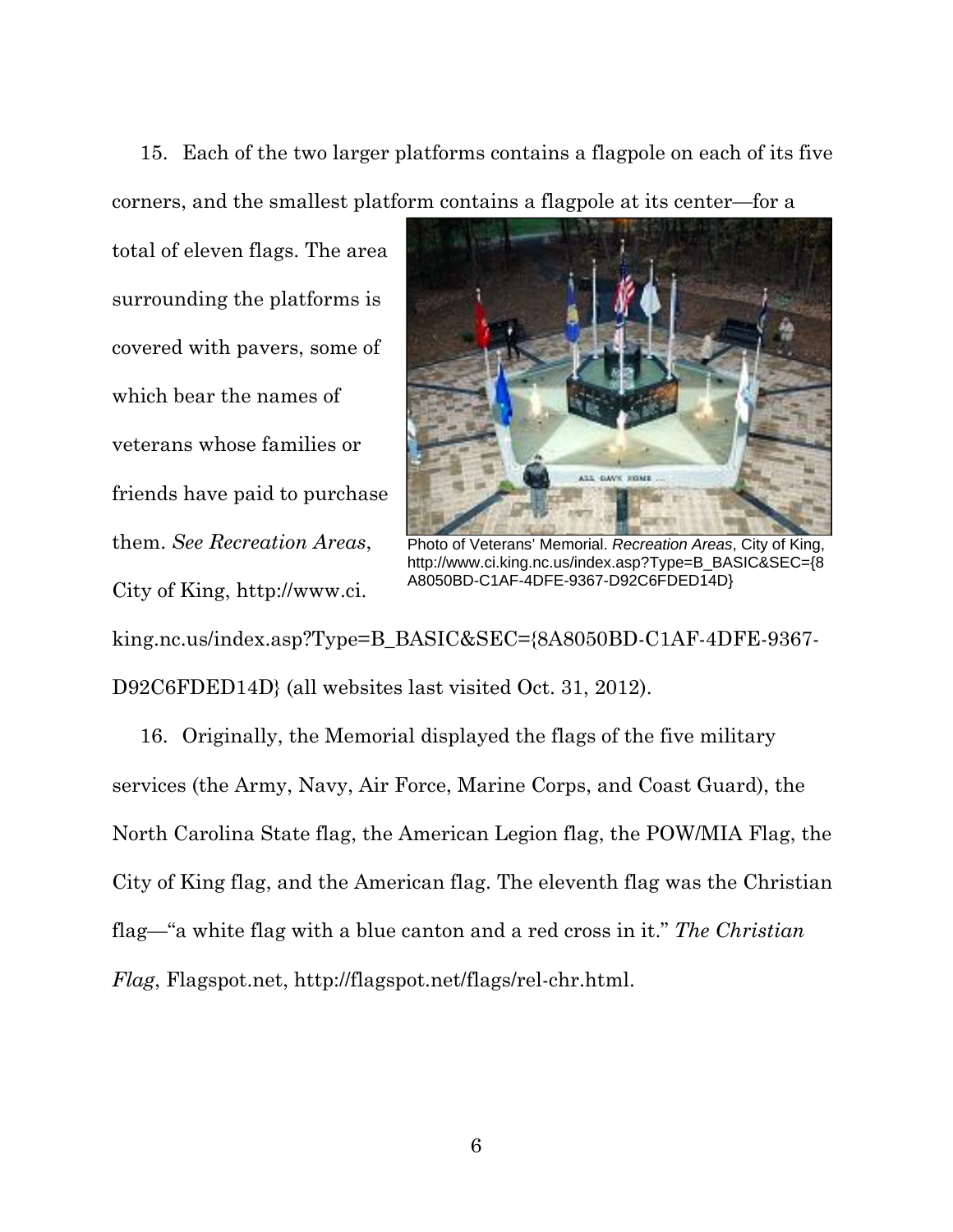15. Each of the two larger platforms contains a flagpole on each of its five corners, and the smallest platform contains a flagpole at its center—for a total of eleven flags. The area surrounding the platforms is covered with pavers, some of which bear the names of veterans whose families or friends have paid to purchase them. *See Recreation Areas*, City of King, http://www.ci.king.nc.us/index.asp?Type=B_BASIC&SEC={8A8050BD-C1AF-4DFE-9367-D92C6FDED14D} (all websites last visited Oct. 31, 2012).

Photo of Veterans' Memorial. *Recreation Areas*, City of King, http://www.ci.king.nc.us/index.asp?Type=B_BASIC&SEC={8A8050BD-C1AF-4DFE-9367-D92C6FDED14D}

16. Originally, the Memorial displayed the flags of the five military services (the Army, Navy, Air Force, Marine Corps, and Coast Guard), the North Carolina State flag, the American Legion flag, the POW/MIA Flag, the City of King flag, and the American flag. The eleventh flag was the Christian flag—"a white flag with a blue canton and a red cross in it." *The Christian Flag*, Flagspot.net, http://flagspot.net/flags/rel-chr.html.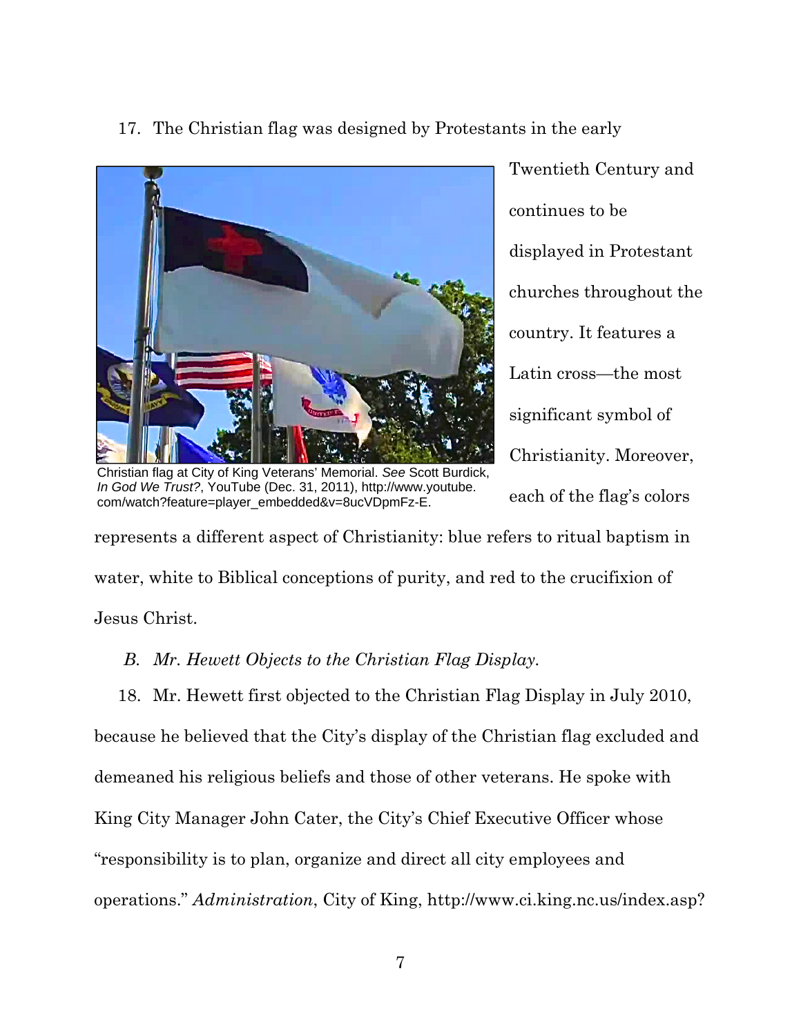17. The Christian flag was designed by Protestants in the early Twentieth Century and continues to be displayed in Protestant churches throughout the country. It features a Latin cross—the most significant symbol of Christianity. Moreover, each of the flag's colors represents a different aspect of Christianity: blue refers to ritual baptism in water, white to Biblical conceptions of purity, and red to the crucifixion of Jesus Christ.

Christian flag at City of King Veterans' Memorial. *See* Scott Burdick, *In God We Trust?*, YouTube (Dec. 31, 2011), http://www.youtube.com/watch?feature=player_embedded&v=8ucVDpmFz-E.

*B. Mr. Hewett Objects to the Christian Flag Display.*

18. Mr. Hewett first objected to the Christian Flag Display in July 2010, because he believed that the City's display of the Christian flag excluded and demeaned his religious beliefs and those of other veterans. He spoke with King City Manager John Cater, the City's Chief Executive Officer whose "responsibility is to plan, organize and direct all city employees and operations." *Administration*, City of King, http://www.ci.king.nc.us/index.asp?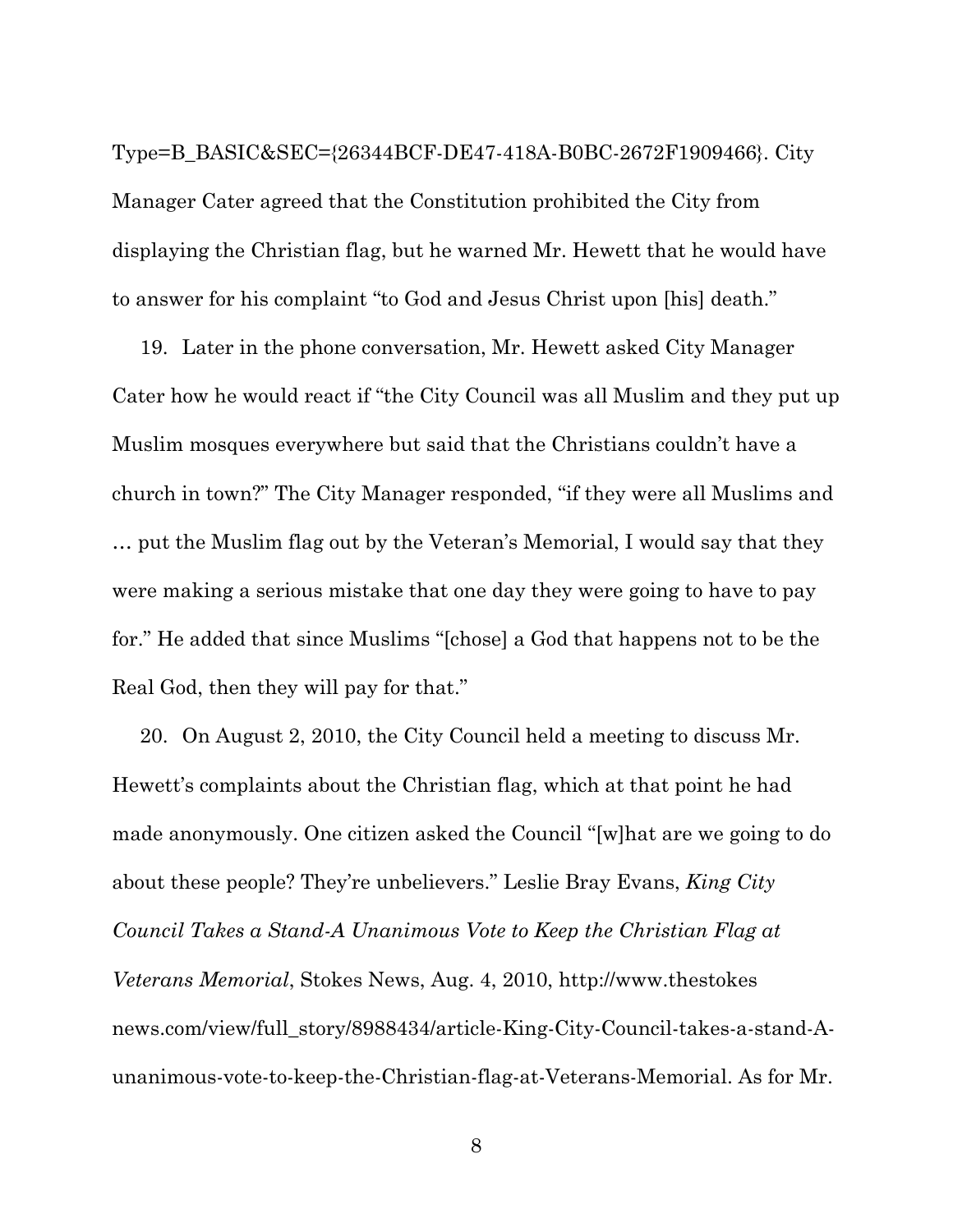Type=B_BASIC&SEC={26344BCF-DE47-418A-B0BC-2672F1909466}. City Manager Cater agreed that the Constitution prohibited the City from displaying the Christian flag, but he warned Mr. Hewett that he would have to answer for his complaint "to God and Jesus Christ upon [his] death."

19. Later in the phone conversation, Mr. Hewett asked City Manager Cater how he would react if "the City Council was all Muslim and they put up Muslim mosques everywhere but said that the Christians couldn't have a church in town?" The City Manager responded, "if they were all Muslims and … put the Muslim flag out by the Veteran's Memorial, I would say that they were making a serious mistake that one day they were going to have to pay for." He added that since Muslims "[chose] a God that happens not to be the Real God, then they will pay for that."

20. On August 2, 2010, the City Council held a meeting to discuss Mr. Hewett's complaints about the Christian flag, which at that point he had made anonymously. One citizen asked the Council "[w]hat are we going to do about these people? They're unbelievers." Leslie Bray Evans, *King City Council Takes a Stand-A Unanimous Vote to Keep the Christian Flag at Veterans Memorial*, Stokes News, Aug. 4, 2010, http://www.thestokes news.com/view/full_story/8988434/article-King-City-Council-takes-a-stand-A-unanimous-vote-to-keep-the-Christian-flag-at-Veterans-Memorial. As for Mr.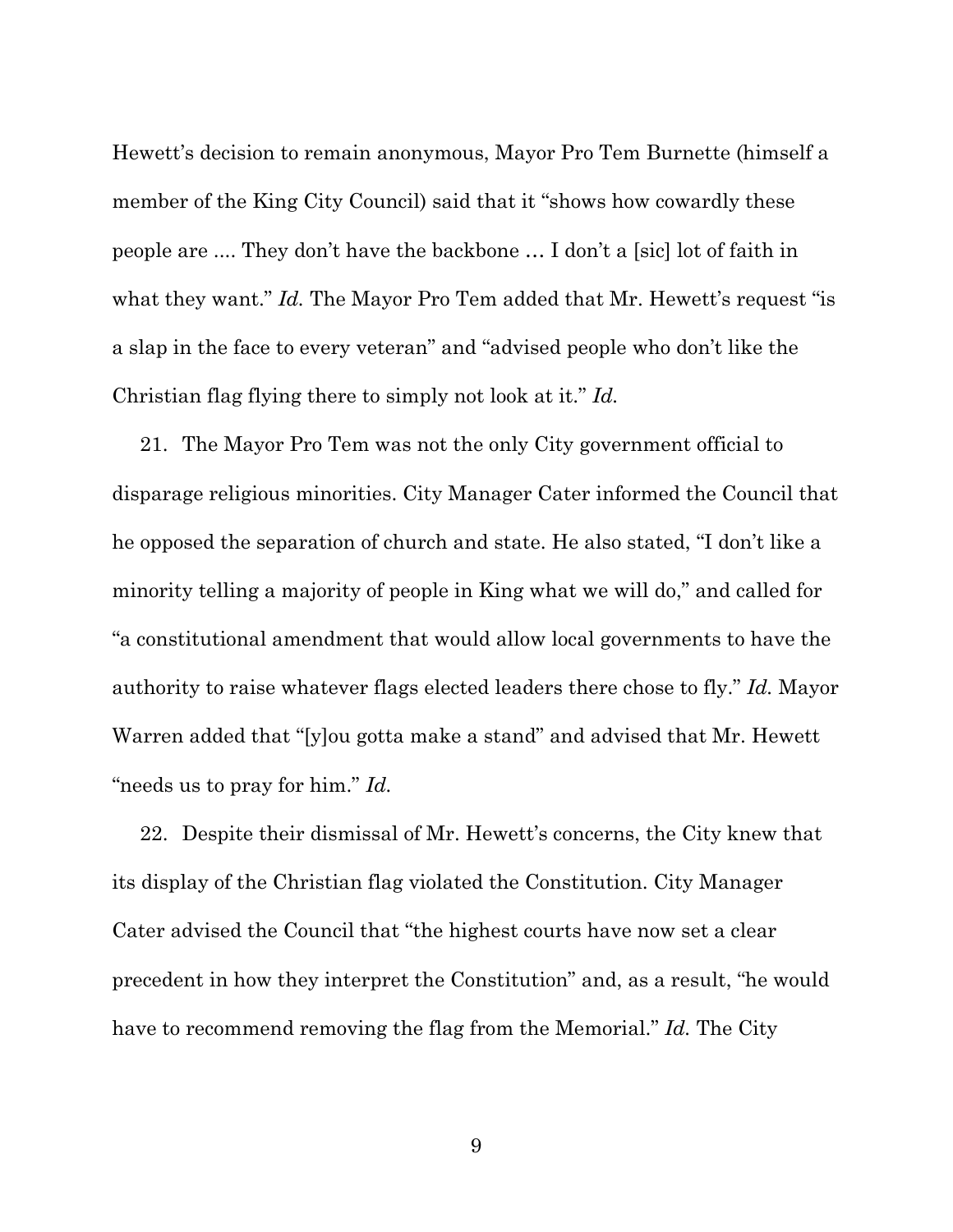Hewett's decision to remain anonymous, Mayor Pro Tem Burnette (himself a member of the King City Council) said that it "shows how cowardly these people are .... They don't have the backbone … I don't a [sic] lot of faith in what they want." *Id.* The Mayor Pro Tem added that Mr. Hewett's request "is a slap in the face to every veteran" and "advised people who don't like the Christian flag flying there to simply not look at it." *Id.*

21. The Mayor Pro Tem was not the only City government official to disparage religious minorities. City Manager Cater informed the Council that he opposed the separation of church and state. He also stated, "I don't like a minority telling a majority of people in King what we will do," and called for "a constitutional amendment that would allow local governments to have the authority to raise whatever flags elected leaders there chose to fly." *Id.* Mayor Warren added that "[y]ou gotta make a stand" and advised that Mr. Hewett "needs us to pray for him." *Id.*

22. Despite their dismissal of Mr. Hewett's concerns, the City knew that its display of the Christian flag violated the Constitution. City Manager Cater advised the Council that "the highest courts have now set a clear precedent in how they interpret the Constitution" and, as a result, "he would have to recommend removing the flag from the Memorial." *Id.* The City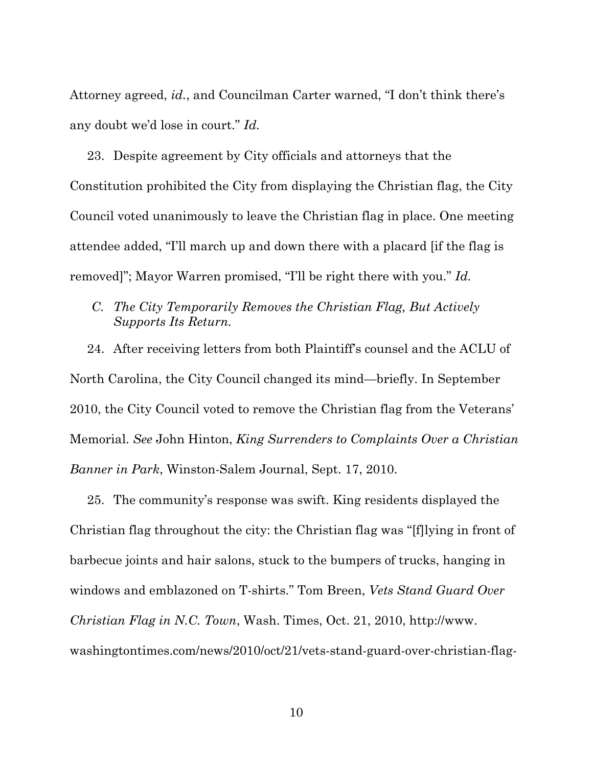Attorney agreed, *id.*, and Councilman Carter warned, "I don't think there's any doubt we'd lose in court." *Id.*

23. Despite agreement by City officials and attorneys that the Constitution prohibited the City from displaying the Christian flag, the City Council voted unanimously to leave the Christian flag in place. One meeting attendee added, "I'll march up and down there with a placard [if the flag is removed]"; Mayor Warren promised, "I'll be right there with you." *Id.*

### *C. The City Temporarily Removes the Christian Flag, But Actively Supports Its Return.*

24. After receiving letters from both Plaintiff's counsel and the ACLU of North Carolina, the City Council changed its mind—briefly. In September 2010, the City Council voted to remove the Christian flag from the Veterans' Memorial. *See* John Hinton, *King Surrenders to Complaints Over a Christian Banner in Park*, Winston-Salem Journal, Sept. 17, 2010.

25. The community's response was swift. King residents displayed the Christian flag throughout the city: the Christian flag was "[f]lying in front of barbecue joints and hair salons, stuck to the bumpers of trucks, hanging in windows and emblazoned on T-shirts." Tom Breen, *Vets Stand Guard Over Christian Flag in N.C. Town*, Wash. Times, Oct. 21, 2010, http://www.washingtontimes.com/news/2010/oct/21/vets-stand-guard-over-christian-flag-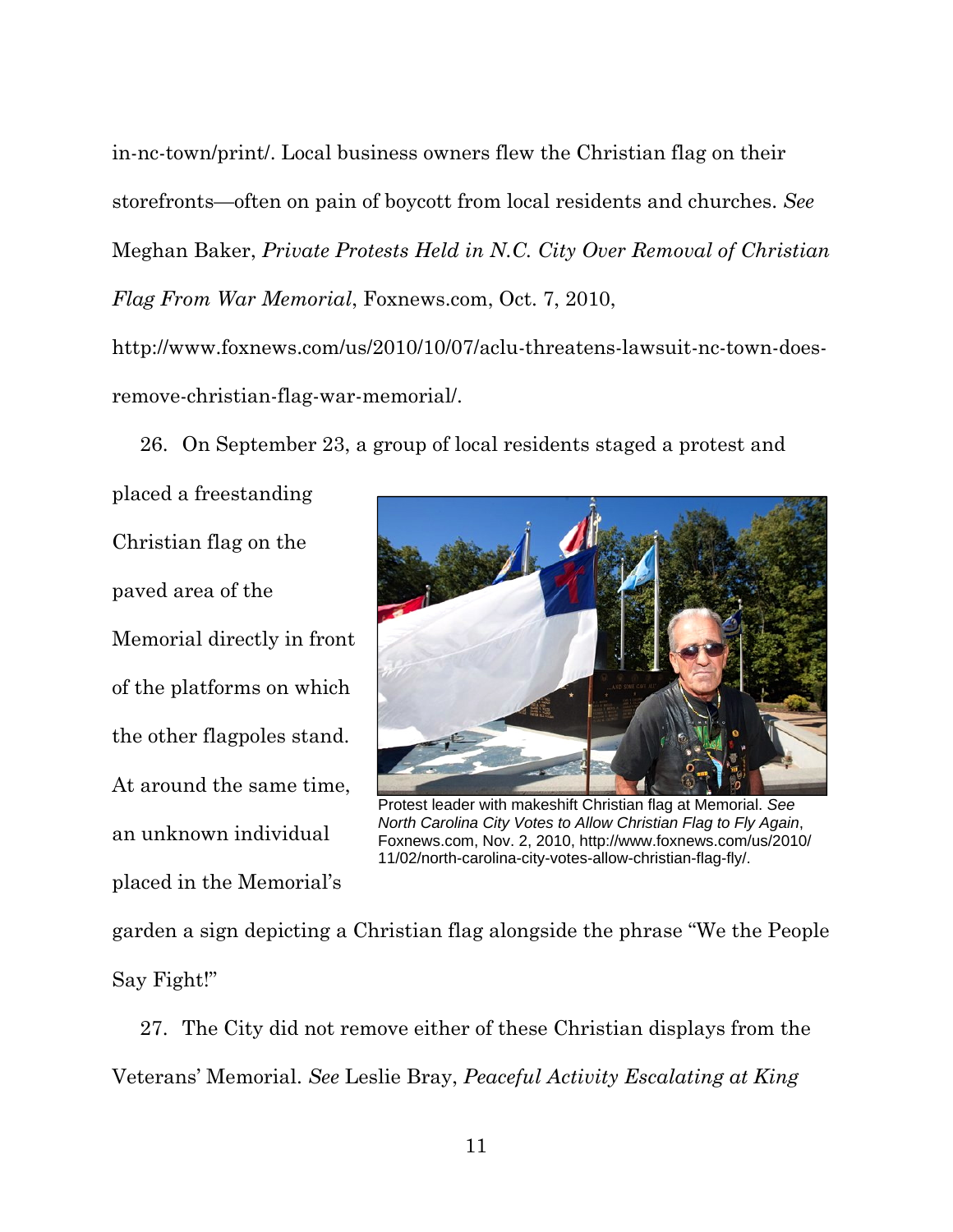in-nc-town/print/. Local business owners flew the Christian flag on their storefronts—often on pain of boycott from local residents and churches. *See* Meghan Baker, *Private Protests Held in N.C. City Over Removal of Christian Flag From War Memorial*, Foxnews.com, Oct. 7, 2010, http://www.foxnews.com/us/2010/10/07/aclu-threatens-lawsuit-nc-town-does-remove-christian-flag-war-memorial/.

26. On September 23, a group of local residents staged a protest and placed a freestanding Christian flag on the paved area of the Memorial directly in front of the platforms on which the other flagpoles stand. At around the same time, an unknown individual placed in the Memorial's garden a sign depicting a Christian flag alongside the phrase "We the People Say Fight!"

Protest leader with makeshift Christian flag at Memorial. *See North Carolina City Votes to Allow Christian Flag to Fly Again*, Foxnews.com, Nov. 2, 2010, http://www.foxnews.com/us/2010/11/02/north-carolina-city-votes-allow-christian-flag-fly/.

27. The City did not remove either of these Christian displays from the Veterans' Memorial. *See* Leslie Bray, *Peaceful Activity Escalating at King*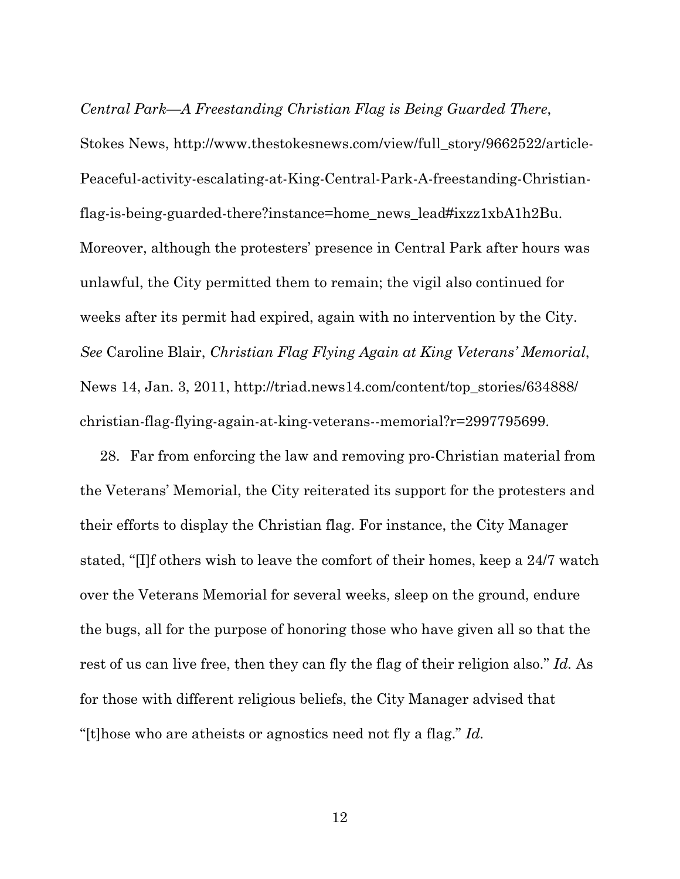*Central Park—A Freestanding Christian Flag is Being Guarded There*, Stokes News, http://www.thestokesnews.com/view/full_story/9662522/article-Peaceful-activity-escalating-at-King-Central-Park-A-freestanding-Christian-flag-is-being-guarded-there?instance=home_news_lead#ixzz1xbA1h2Bu. Moreover, although the protesters' presence in Central Park after hours was unlawful, the City permitted them to remain; the vigil also continued for weeks after its permit had expired, again with no intervention by the City. *See* Caroline Blair, *Christian Flag Flying Again at King Veterans' Memorial*, News 14, Jan. 3, 2011, http://triad.news14.com/content/top_stories/634888/christian-flag-flying-again-at-king-veterans--memorial?r=2997795699.

28. Far from enforcing the law and removing pro-Christian material from the Veterans' Memorial, the City reiterated its support for the protesters and their efforts to display the Christian flag. For instance, the City Manager stated, "[I]f others wish to leave the comfort of their homes, keep a 24/7 watch over the Veterans Memorial for several weeks, sleep on the ground, endure the bugs, all for the purpose of honoring those who have given all so that the rest of us can live free, then they can fly the flag of their religion also." *Id.* As for those with different religious beliefs, the City Manager advised that "[t]hose who are atheists or agnostics need not fly a flag." *Id.*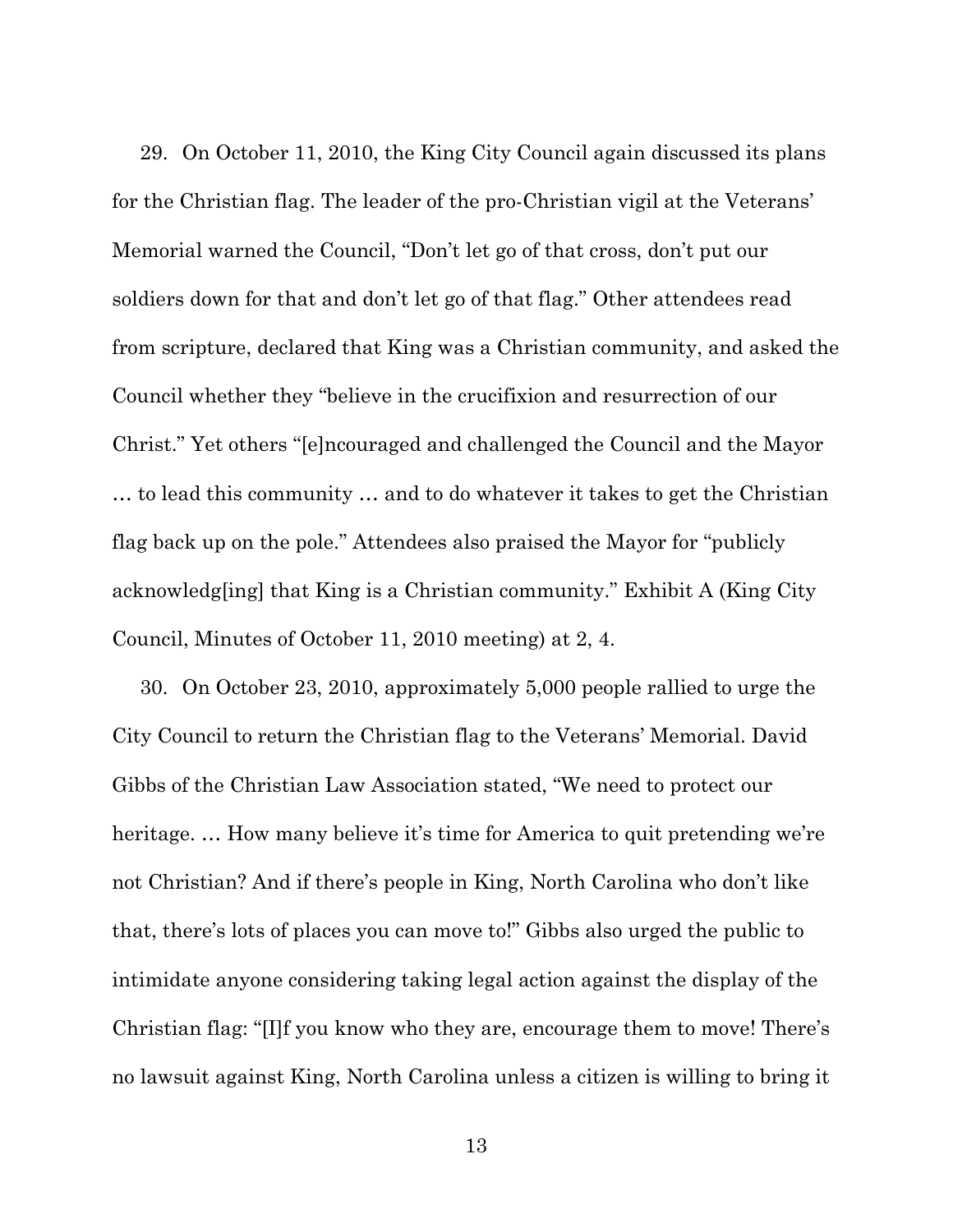29. On October 11, 2010, the King City Council again discussed its plans for the Christian flag. The leader of the pro-Christian vigil at the Veterans' Memorial warned the Council, "Don't let go of that cross, don't put our soldiers down for that and don't let go of that flag." Other attendees read from scripture, declared that King was a Christian community, and asked the Council whether they "believe in the crucifixion and resurrection of our Christ." Yet others "[e]ncouraged and challenged the Council and the Mayor … to lead this community … and to do whatever it takes to get the Christian flag back up on the pole." Attendees also praised the Mayor for "publicly acknowledg[ing] that King is a Christian community." Exhibit A (King City Council, Minutes of October 11, 2010 meeting) at 2, 4.

30. On October 23, 2010, approximately 5,000 people rallied to urge the City Council to return the Christian flag to the Veterans' Memorial. David Gibbs of the Christian Law Association stated, "We need to protect our heritage. … How many believe it's time for America to quit pretending we're not Christian? And if there's people in King, North Carolina who don't like that, there's lots of places you can move to!" Gibbs also urged the public to intimidate anyone considering taking legal action against the display of the Christian flag: "[I]f you know who they are, encourage them to move! There's no lawsuit against King, North Carolina unless a citizen is willing to bring it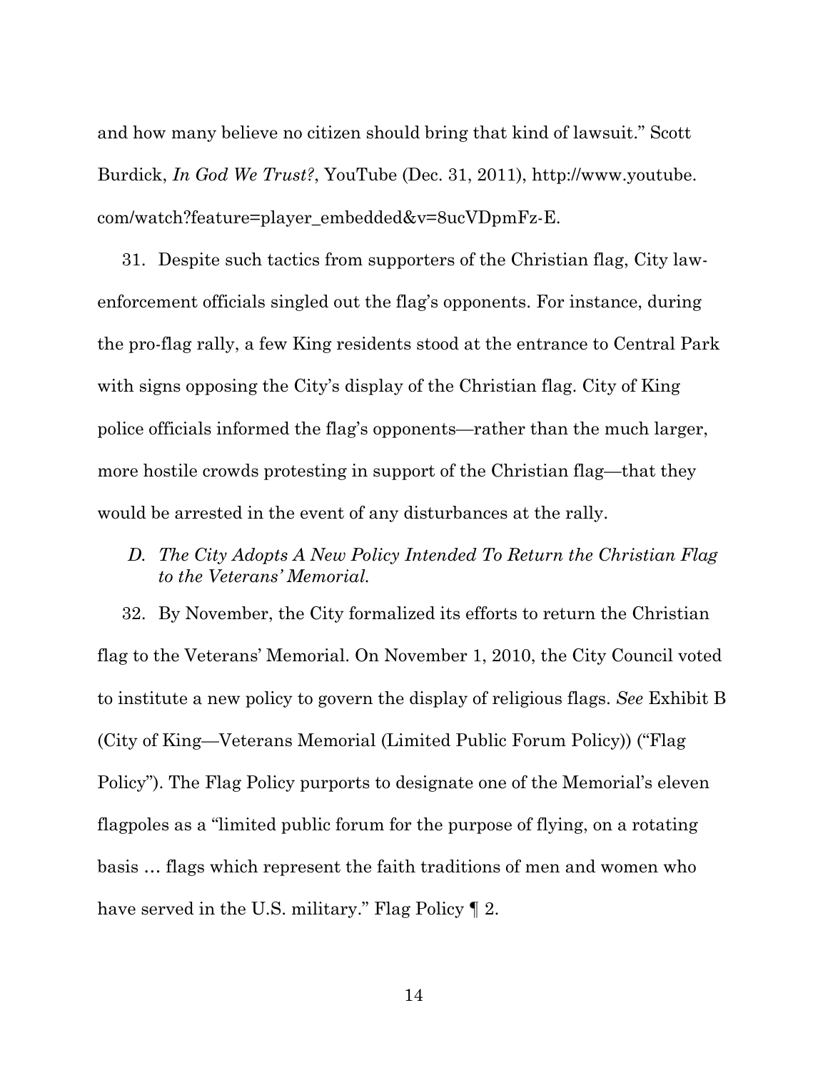and how many believe no citizen should bring that kind of lawsuit." Scott Burdick, *In God We Trust?*, YouTube (Dec. 31, 2011), http://www.youtube.com/watch?feature=player_embedded&v=8ucVDpmFz-E.

31. Despite such tactics from supporters of the Christian flag, City law-enforcement officials singled out the flag's opponents. For instance, during the pro-flag rally, a few King residents stood at the entrance to Central Park with signs opposing the City's display of the Christian flag. City of King police officials informed the flag's opponents—rather than the much larger, more hostile crowds protesting in support of the Christian flag—that they would be arrested in the event of any disturbances at the rally.

*D. The City Adopts A New Policy Intended To Return the Christian Flag to the Veterans' Memorial.*

32. By November, the City formalized its efforts to return the Christian flag to the Veterans' Memorial. On November 1, 2010, the City Council voted to institute a new policy to govern the display of religious flags. *See* Exhibit B (City of King—Veterans Memorial (Limited Public Forum Policy)) ("Flag Policy"). The Flag Policy purports to designate one of the Memorial's eleven flagpoles as a "limited public forum for the purpose of flying, on a rotating basis … flags which represent the faith traditions of men and women who have served in the U.S. military." Flag Policy ¶ 2.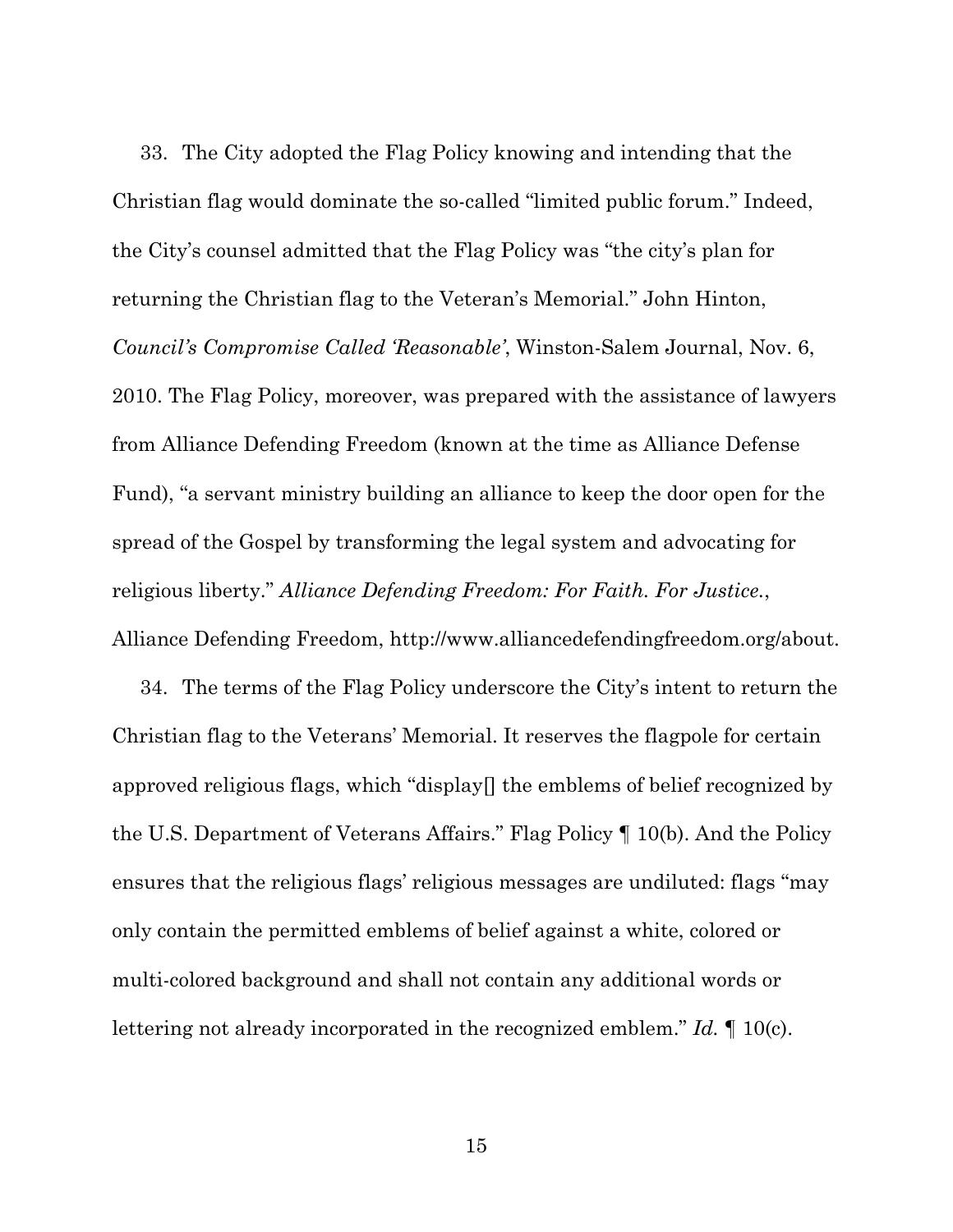33. The City adopted the Flag Policy knowing and intending that the Christian flag would dominate the so-called "limited public forum." Indeed, the City's counsel admitted that the Flag Policy was "the city's plan for returning the Christian flag to the Veteran's Memorial." John Hinton, *Council's Compromise Called 'Reasonable'*, Winston-Salem Journal, Nov. 6, 2010. The Flag Policy, moreover, was prepared with the assistance of lawyers from Alliance Defending Freedom (known at the time as Alliance Defense Fund), "a servant ministry building an alliance to keep the door open for the spread of the Gospel by transforming the legal system and advocating for religious liberty." *Alliance Defending Freedom: For Faith. For Justice.*, Alliance Defending Freedom, http://www.alliancedefendingfreedom.org/about.

34. The terms of the Flag Policy underscore the City's intent to return the Christian flag to the Veterans' Memorial. It reserves the flagpole for certain approved religious flags, which "display[] the emblems of belief recognized by the U.S. Department of Veterans Affairs." Flag Policy ¶ 10(b). And the Policy ensures that the religious flags' religious messages are undiluted: flags "may only contain the permitted emblems of belief against a white, colored or multi-colored background and shall not contain any additional words or lettering not already incorporated in the recognized emblem." *Id.* ¶ 10(c).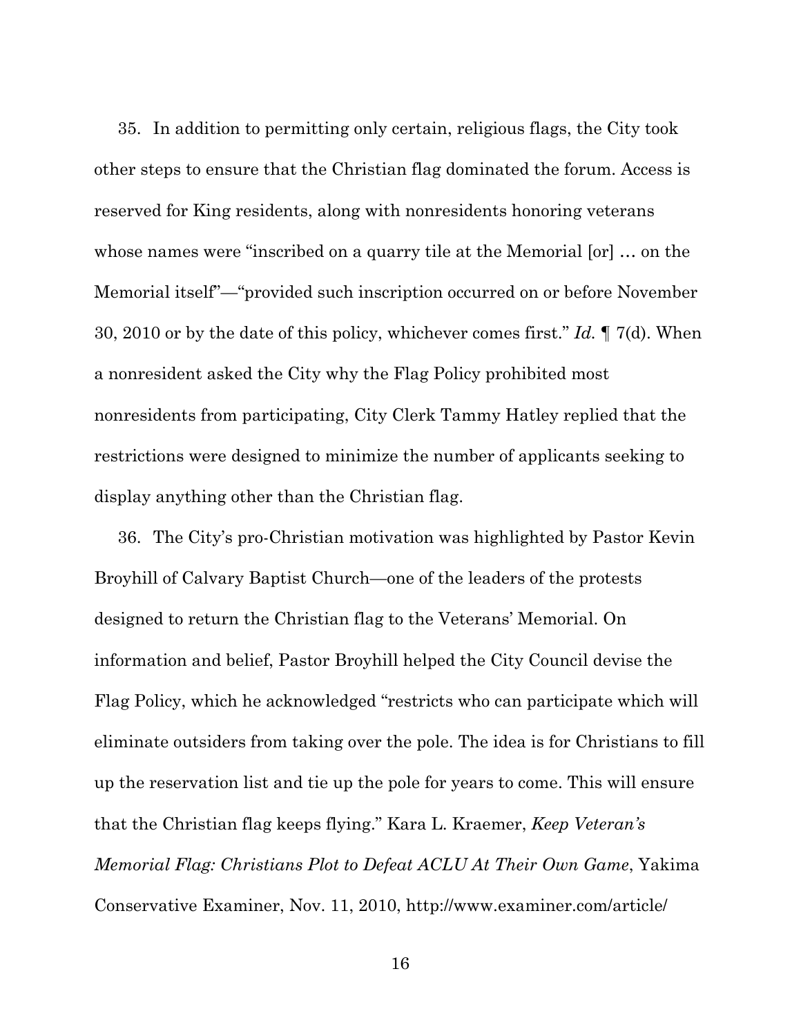35. In addition to permitting only certain, religious flags, the City took other steps to ensure that the Christian flag dominated the forum. Access is reserved for King residents, along with nonresidents honoring veterans whose names were "inscribed on a quarry tile at the Memorial [or] … on the Memorial itself"—"provided such inscription occurred on or before November 30, 2010 or by the date of this policy, whichever comes first." *Id.* ¶ 7(d). When a nonresident asked the City why the Flag Policy prohibited most nonresidents from participating, City Clerk Tammy Hatley replied that the restrictions were designed to minimize the number of applicants seeking to display anything other than the Christian flag.

36. The City's pro-Christian motivation was highlighted by Pastor Kevin Broyhill of Calvary Baptist Church—one of the leaders of the protests designed to return the Christian flag to the Veterans' Memorial. On information and belief, Pastor Broyhill helped the City Council devise the Flag Policy, which he acknowledged "restricts who can participate which will eliminate outsiders from taking over the pole. The idea is for Christians to fill up the reservation list and tie up the pole for years to come. This will ensure that the Christian flag keeps flying." Kara L. Kraemer, *Keep Veteran's Memorial Flag: Christians Plot to Defeat ACLU At Their Own Game*, Yakima Conservative Examiner, Nov. 11, 2010, http://www.examiner.com/article/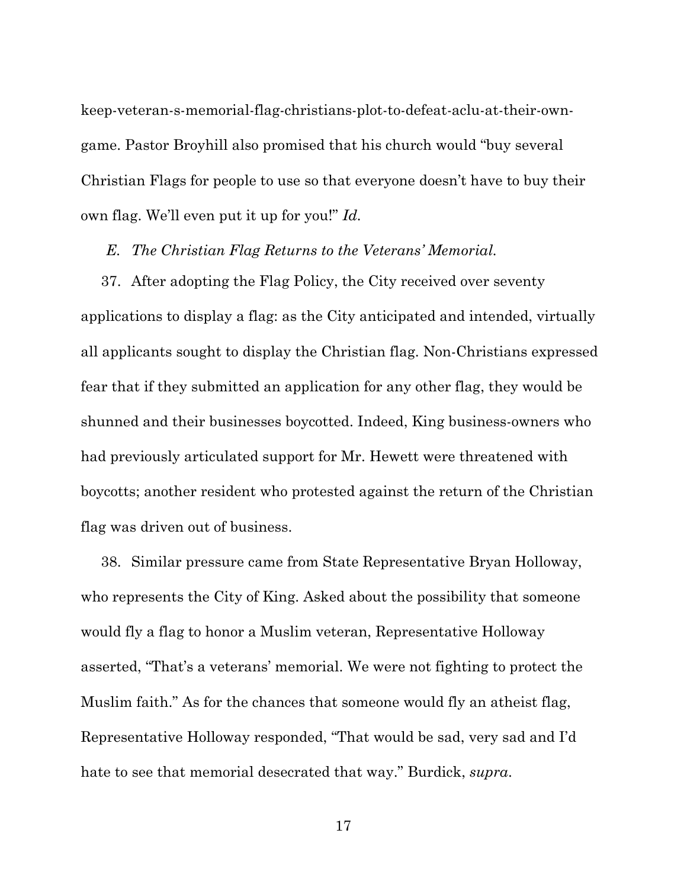keep-veteran-s-memorial-flag-christians-plot-to-defeat-aclu-at-their-own-game. Pastor Broyhill also promised that his church would "buy several Christian Flags for people to use so that everyone doesn't have to buy their own flag. We'll even put it up for you!" *Id.*

### *E. The Christian Flag Returns to the Veterans' Memorial.*

37. After adopting the Flag Policy, the City received over seventy applications to display a flag: as the City anticipated and intended, virtually all applicants sought to display the Christian flag. Non-Christians expressed fear that if they submitted an application for any other flag, they would be shunned and their businesses boycotted. Indeed, King business-owners who had previously articulated support for Mr. Hewett were threatened with boycotts; another resident who protested against the return of the Christian flag was driven out of business.

38. Similar pressure came from State Representative Bryan Holloway, who represents the City of King. Asked about the possibility that someone would fly a flag to honor a Muslim veteran, Representative Holloway asserted, "That's a veterans' memorial. We were not fighting to protect the Muslim faith." As for the chances that someone would fly an atheist flag, Representative Holloway responded, "That would be sad, very sad and I'd hate to see that memorial desecrated that way." Burdick, *supra*.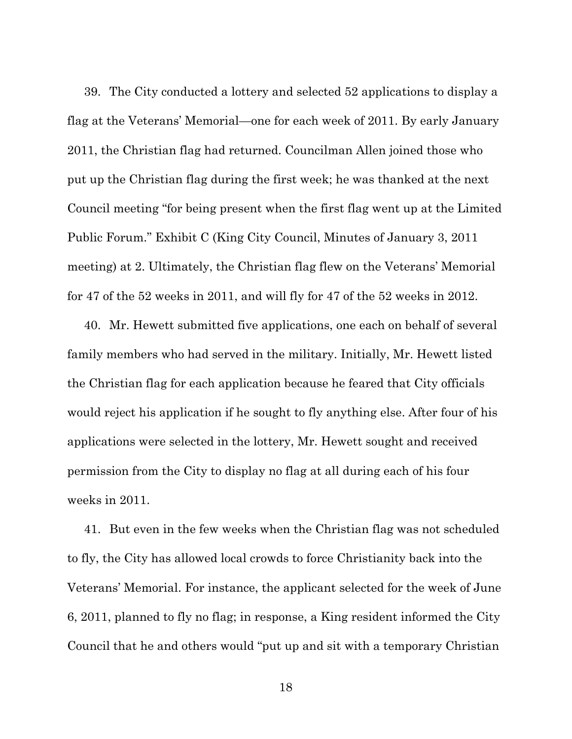39. The City conducted a lottery and selected 52 applications to display a flag at the Veterans' Memorial—one for each week of 2011. By early January 2011, the Christian flag had returned. Councilman Allen joined those who put up the Christian flag during the first week; he was thanked at the next Council meeting "for being present when the first flag went up at the Limited Public Forum." Exhibit C (King City Council, Minutes of January 3, 2011 meeting) at 2. Ultimately, the Christian flag flew on the Veterans' Memorial for 47 of the 52 weeks in 2011, and will fly for 47 of the 52 weeks in 2012.

40. Mr. Hewett submitted five applications, one each on behalf of several family members who had served in the military. Initially, Mr. Hewett listed the Christian flag for each application because he feared that City officials would reject his application if he sought to fly anything else. After four of his applications were selected in the lottery, Mr. Hewett sought and received permission from the City to display no flag at all during each of his four weeks in 2011.

41. But even in the few weeks when the Christian flag was not scheduled to fly, the City has allowed local crowds to force Christianity back into the Veterans' Memorial. For instance, the applicant selected for the week of June 6, 2011, planned to fly no flag; in response, a King resident informed the City Council that he and others would "put up and sit with a temporary Christian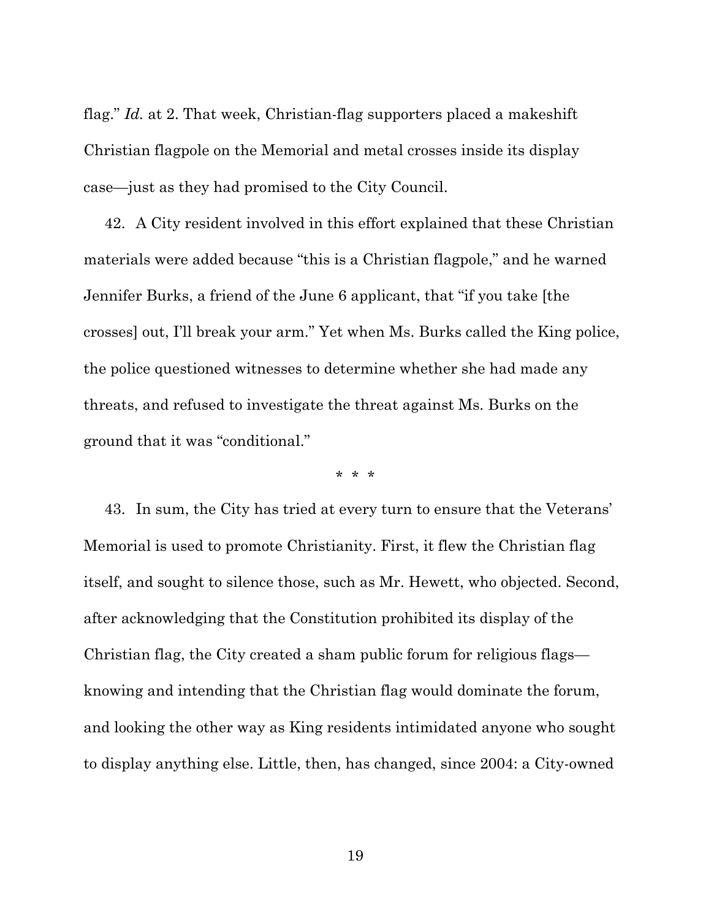flag." *Id.* at 2. That week, Christian-flag supporters placed a makeshift Christian flagpole on the Memorial and metal crosses inside its display case—just as they had promised to the City Council.

42. A City resident involved in this effort explained that these Christian materials were added because "this is a Christian flagpole," and he warned Jennifer Burks, a friend of the June 6 applicant, that "if you take [the crosses] out, I'll break your arm." Yet when Ms. Burks called the King police, the police questioned witnesses to determine whether she had made any threats, and refused to investigate the threat against Ms. Burks on the ground that it was "conditional."

\* \* \*

43. In sum, the City has tried at every turn to ensure that the Veterans' Memorial is used to promote Christianity. First, it flew the Christian flag itself, and sought to silence those, such as Mr. Hewett, who objected. Second, after acknowledging that the Constitution prohibited its display of the Christian flag, the City created a sham public forum for religious flags—knowing and intending that the Christian flag would dominate the forum, and looking the other way as King residents intimidated anyone who sought to display anything else. Little, then, has changed, since 2004: a City-owned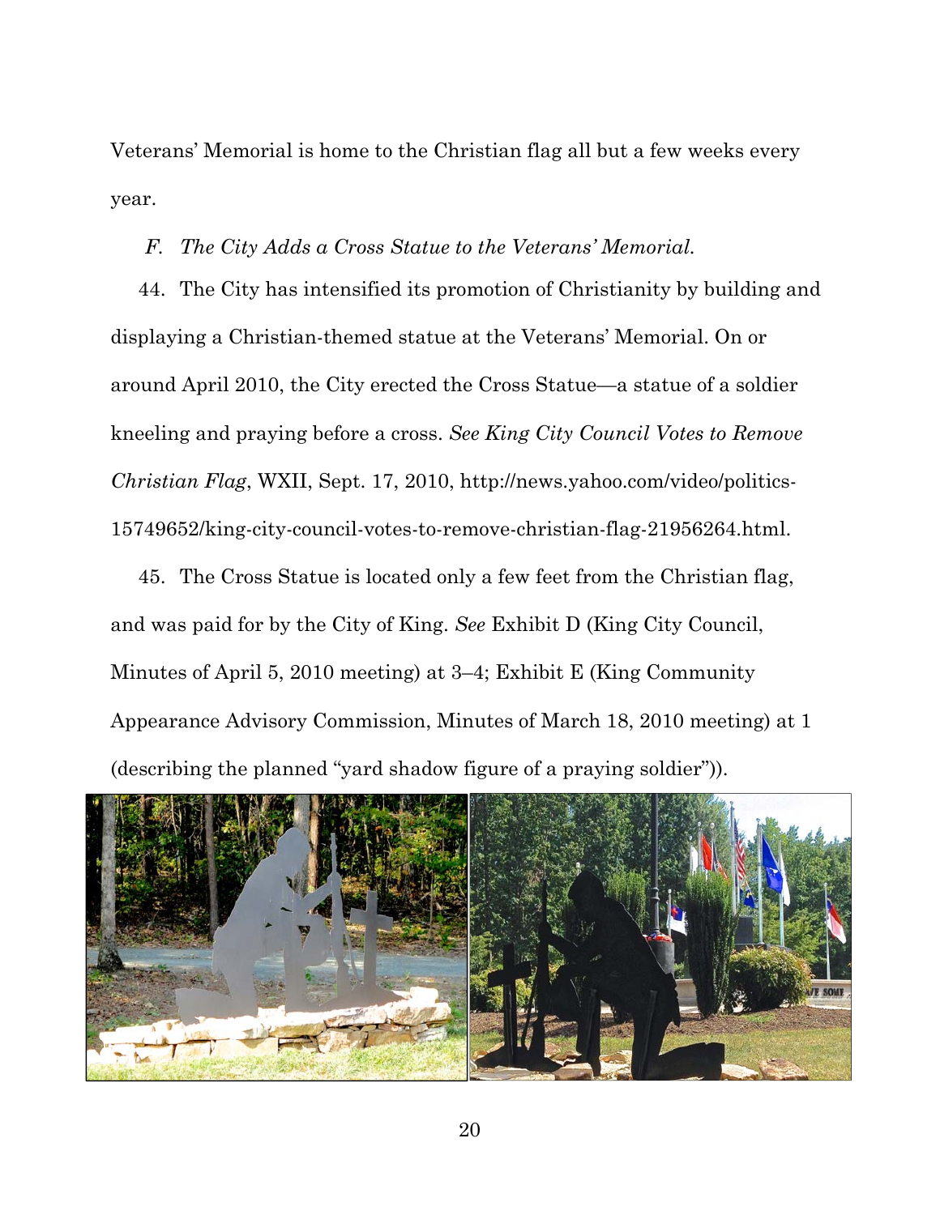Veterans' Memorial is home to the Christian flag all but a few weeks every year.

*F. The City Adds a Cross Statue to the Veterans' Memorial.*

44. The City has intensified its promotion of Christianity by building and displaying a Christian-themed statue at the Veterans' Memorial. On or around April 2010, the City erected the Cross Statue—a statue of a soldier kneeling and praying before a cross. *See King City Council Votes to Remove Christian Flag*, WXII, Sept. 17, 2010, http://news.yahoo.com/video/politics-15749652/king-city-council-votes-to-remove-christian-flag-21956264.html.

45. The Cross Statue is located only a few feet from the Christian flag, and was paid for by the City of King. *See* Exhibit D (King City Council, Minutes of April 5, 2010 meeting) at 3–4; Exhibit E (King Community Appearance Advisory Commission, Minutes of March 18, 2010 meeting) at 1 (describing the planned "yard shadow figure of a praying soldier")).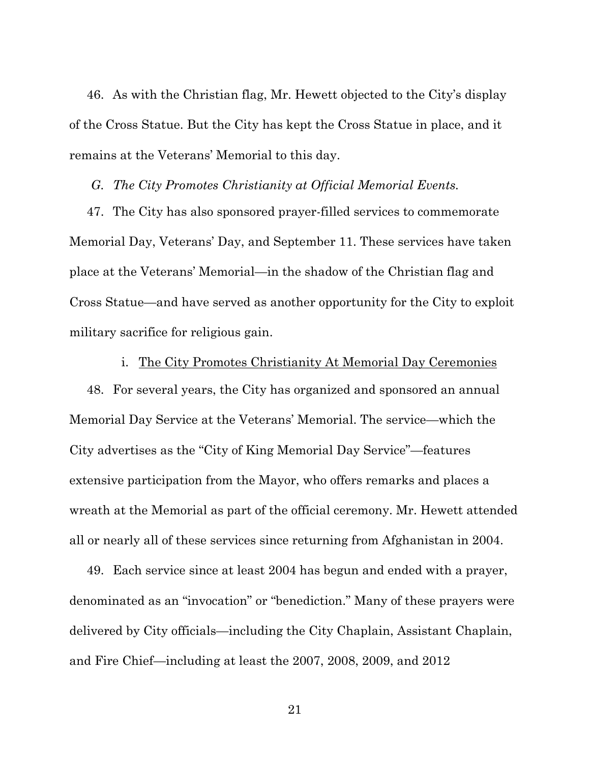46. As with the Christian flag, Mr. Hewett objected to the City's display of the Cross Statue. But the City has kept the Cross Statue in place, and it remains at the Veterans' Memorial to this day.

*G. The City Promotes Christianity at Official Memorial Events.*

47. The City has also sponsored prayer-filled services to commemorate Memorial Day, Veterans' Day, and September 11. These services have taken place at the Veterans' Memorial—in the shadow of the Christian flag and Cross Statue—and have served as another opportunity for the City to exploit military sacrifice for religious gain.

i. <u>The City Promotes Christianity At Memorial Day Ceremonies</u>

48. For several years, the City has organized and sponsored an annual Memorial Day Service at the Veterans' Memorial. The service—which the City advertises as the "City of King Memorial Day Service"—features extensive participation from the Mayor, who offers remarks and places a wreath at the Memorial as part of the official ceremony. Mr. Hewett attended all or nearly all of these services since returning from Afghanistan in 2004.

49. Each service since at least 2004 has begun and ended with a prayer, denominated as an "invocation" or "benediction." Many of these prayers were delivered by City officials—including the City Chaplain, Assistant Chaplain, and Fire Chief—including at least the 2007, 2008, 2009, and 2012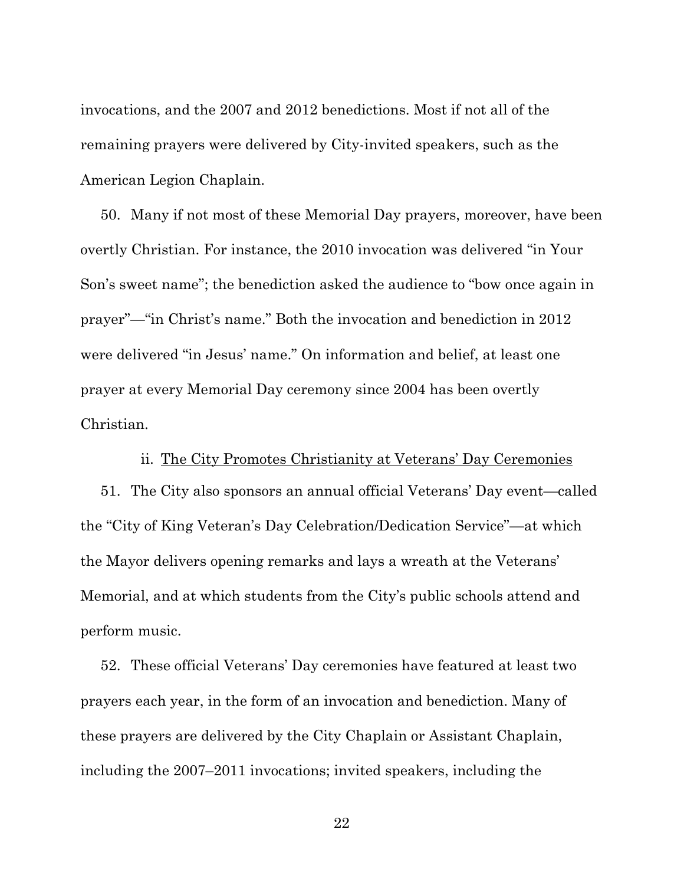invocations, and the 2007 and 2012 benedictions. Most if not all of the remaining prayers were delivered by City-invited speakers, such as the American Legion Chaplain.

50. Many if not most of these Memorial Day prayers, moreover, have been overtly Christian. For instance, the 2010 invocation was delivered "in Your Son's sweet name"; the benediction asked the audience to "bow once again in prayer"—"in Christ's name." Both the invocation and benediction in 2012 were delivered "in Jesus' name." On information and belief, at least one prayer at every Memorial Day ceremony since 2004 has been overtly Christian.

### ii. <u>The City Promotes Christianity at Veterans' Day Ceremonies</u>

51. The City also sponsors an annual official Veterans' Day event—called the "City of King Veteran's Day Celebration/Dedication Service"—at which the Mayor delivers opening remarks and lays a wreath at the Veterans' Memorial, and at which students from the City's public schools attend and perform music.

52. These official Veterans' Day ceremonies have featured at least two prayers each year, in the form of an invocation and benediction. Many of these prayers are delivered by the City Chaplain or Assistant Chaplain, including the 2007–2011 invocations; invited speakers, including the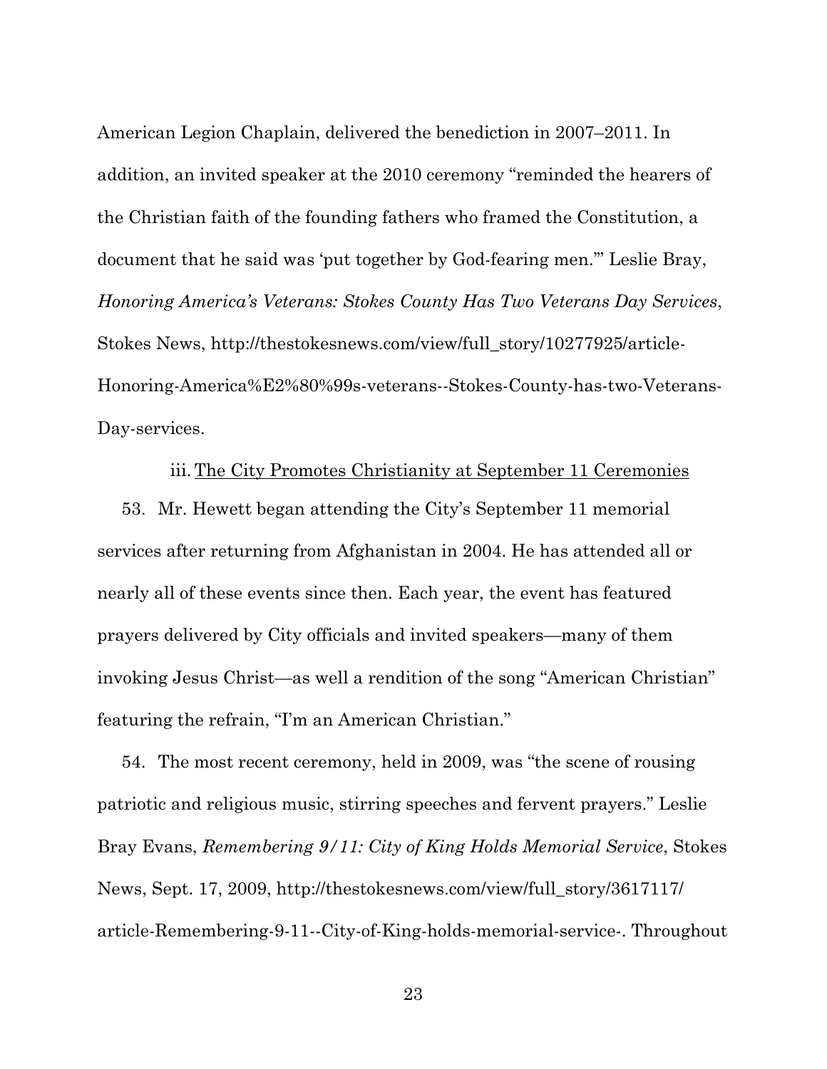American Legion Chaplain, delivered the benediction in 2007–2011. In addition, an invited speaker at the 2010 ceremony "reminded the hearers of the Christian faith of the founding fathers who framed the Constitution, a document that he said was 'put together by God-fearing men.'" Leslie Bray, *Honoring America's Veterans: Stokes County Has Two Veterans Day Services*, Stokes News, http://thestokesnews.com/view/full_story/10277925/article-Honoring-America%E2%80%99s-veterans--Stokes-County-has-two-Veterans-Day-services.

iii. <u>The City Promotes Christianity at September 11 Ceremonies</u>

53. Mr. Hewett began attending the City's September 11 memorial services after returning from Afghanistan in 2004. He has attended all or nearly all of these events since then. Each year, the event has featured prayers delivered by City officials and invited speakers—many of them invoking Jesus Christ—as well a rendition of the song "American Christian" featuring the refrain, "I'm an American Christian."

54. The most recent ceremony, held in 2009, was "the scene of rousing patriotic and religious music, stirring speeches and fervent prayers." Leslie Bray Evans, *Remembering 9/11: City of King Holds Memorial Service*, Stokes News, Sept. 17, 2009, http://thestokesnews.com/view/full_story/3617117/article-Remembering-9-11--City-of-King-holds-memorial-service-. Throughout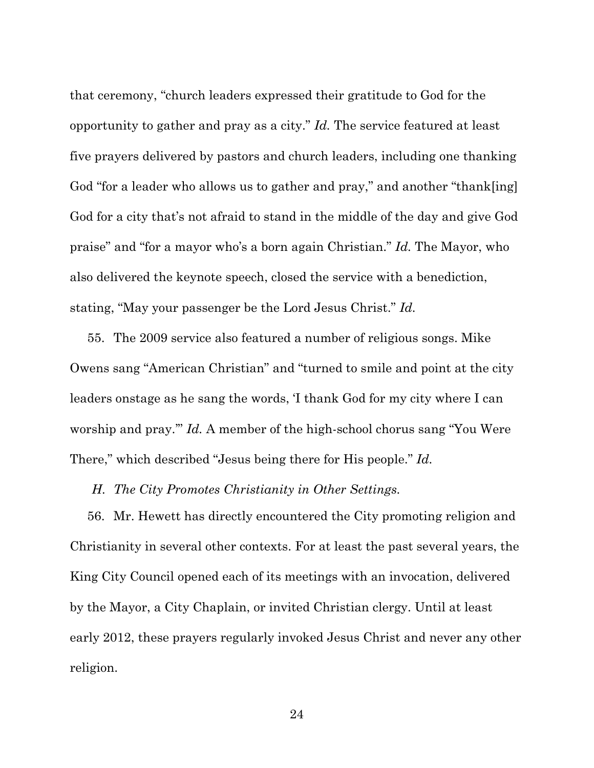that ceremony, "church leaders expressed their gratitude to God for the opportunity to gather and pray as a city." *Id.* The service featured at least five prayers delivered by pastors and church leaders, including one thanking God "for a leader who allows us to gather and pray," and another "thank[ing] God for a city that's not afraid to stand in the middle of the day and give God praise" and "for a mayor who's a born again Christian." *Id.* The Mayor, who also delivered the keynote speech, closed the service with a benediction, stating, "May your passenger be the Lord Jesus Christ." *Id.*

55. The 2009 service also featured a number of religious songs. Mike Owens sang "American Christian" and "turned to smile and point at the city leaders onstage as he sang the words, 'I thank God for my city where I can worship and pray.'" *Id.* A member of the high-school chorus sang "You Were There," which described "Jesus being there for His people." *Id.*

### *H. The City Promotes Christianity in Other Settings.*

56. Mr. Hewett has directly encountered the City promoting religion and Christianity in several other contexts. For at least the past several years, the King City Council opened each of its meetings with an invocation, delivered by the Mayor, a City Chaplain, or invited Christian clergy. Until at least early 2012, these prayers regularly invoked Jesus Christ and never any other religion.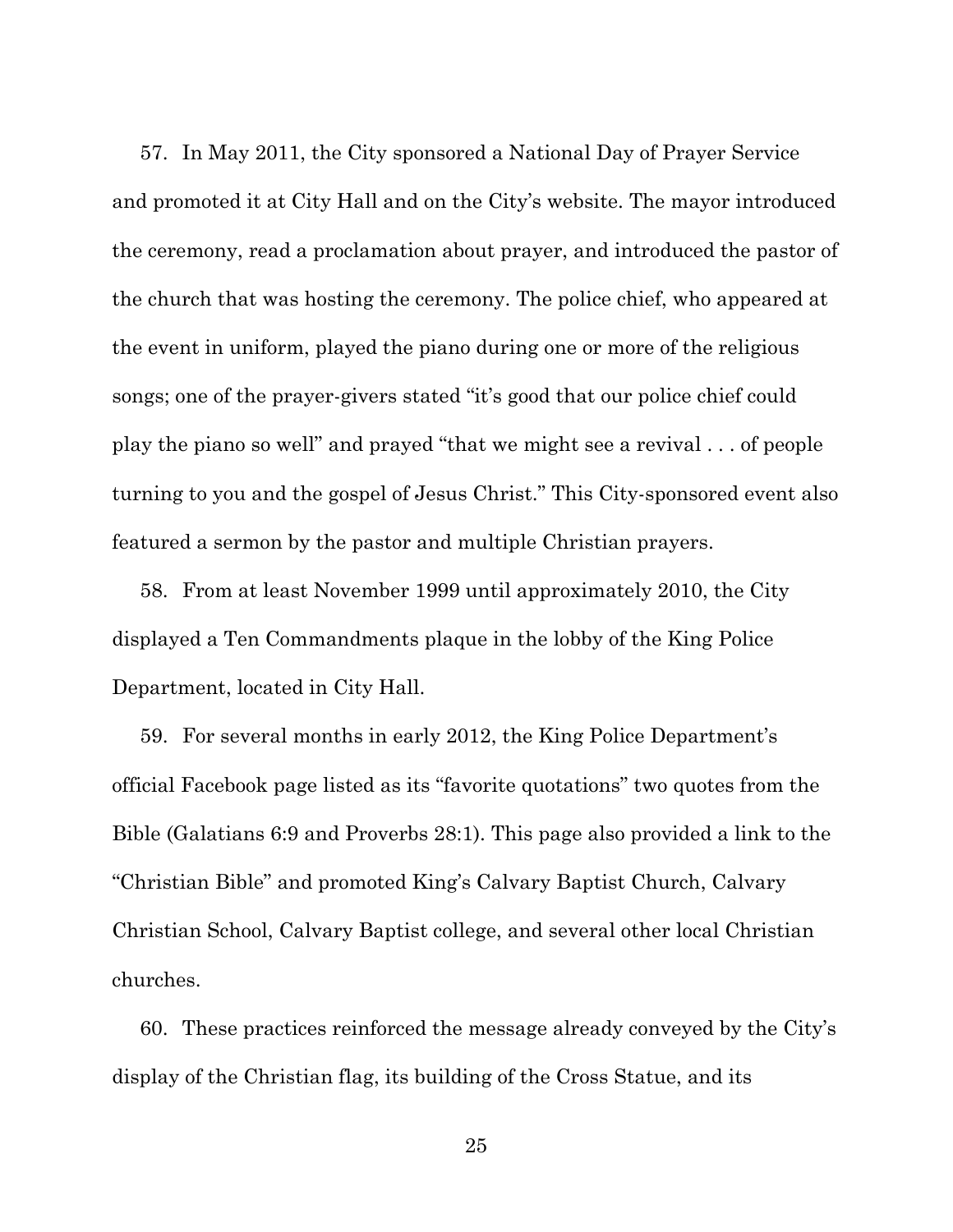57. In May 2011, the City sponsored a National Day of Prayer Service and promoted it at City Hall and on the City's website. The mayor introduced the ceremony, read a proclamation about prayer, and introduced the pastor of the church that was hosting the ceremony. The police chief, who appeared at the event in uniform, played the piano during one or more of the religious songs; one of the prayer-givers stated "it's good that our police chief could play the piano so well" and prayed "that we might see a revival . . . of people turning to you and the gospel of Jesus Christ." This City-sponsored event also featured a sermon by the pastor and multiple Christian prayers.

58. From at least November 1999 until approximately 2010, the City displayed a Ten Commandments plaque in the lobby of the King Police Department, located in City Hall.

59. For several months in early 2012, the King Police Department's official Facebook page listed as its "favorite quotations" two quotes from the Bible (Galatians 6:9 and Proverbs 28:1). This page also provided a link to the "Christian Bible" and promoted King's Calvary Baptist Church, Calvary Christian School, Calvary Baptist college, and several other local Christian churches.

60. These practices reinforced the message already conveyed by the City's display of the Christian flag, its building of the Cross Statue, and its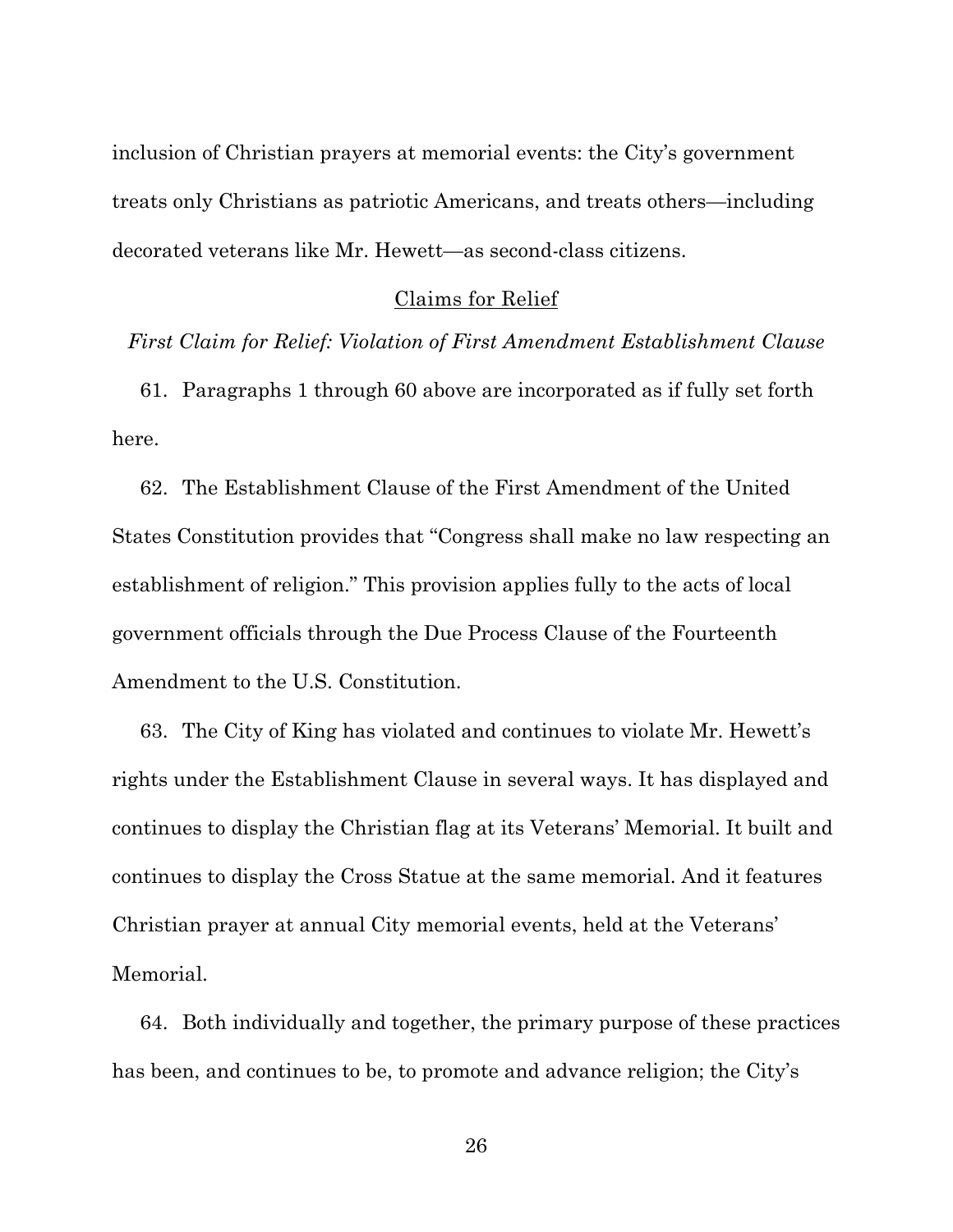inclusion of Christian prayers at memorial events: the City's government treats only Christians as patriotic Americans, and treats others—including decorated veterans like Mr. Hewett—as second-class citizens.

## Claims for Relief

### *First Claim for Relief: Violation of First Amendment Establishment Clause*

61. Paragraphs 1 through 60 above are incorporated as if fully set forth here.

62. The Establishment Clause of the First Amendment of the United States Constitution provides that "Congress shall make no law respecting an establishment of religion." This provision applies fully to the acts of local government officials through the Due Process Clause of the Fourteenth Amendment to the U.S. Constitution.

63. The City of King has violated and continues to violate Mr. Hewett's rights under the Establishment Clause in several ways. It has displayed and continues to display the Christian flag at its Veterans' Memorial. It built and continues to display the Cross Statue at the same memorial. And it features Christian prayer at annual City memorial events, held at the Veterans' Memorial.

64. Both individually and together, the primary purpose of these practices has been, and continues to be, to promote and advance religion; the City's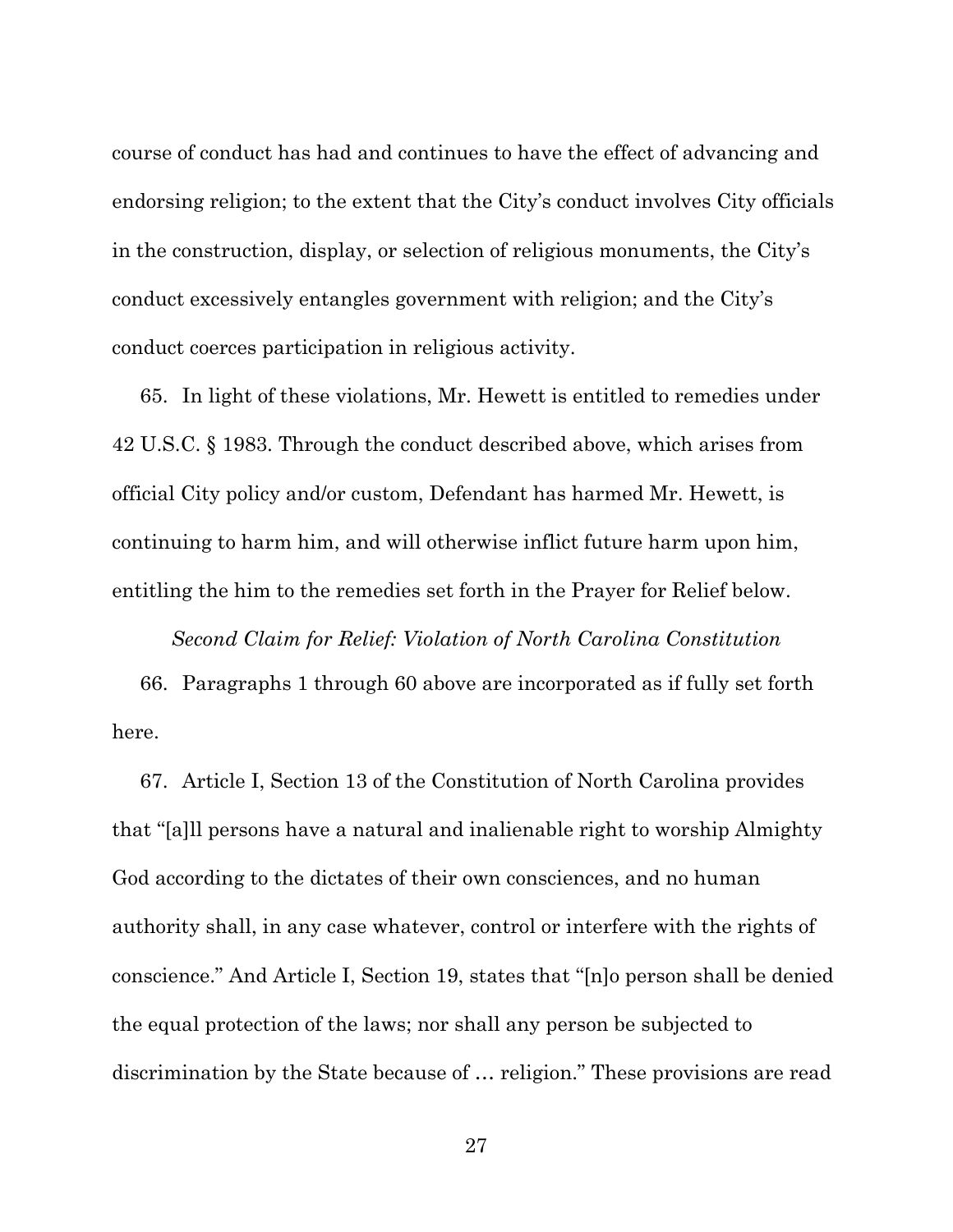course of conduct has had and continues to have the effect of advancing and endorsing religion; to the extent that the City's conduct involves City officials in the construction, display, or selection of religious monuments, the City's conduct excessively entangles government with religion; and the City's conduct coerces participation in religious activity.

65. In light of these violations, Mr. Hewett is entitled to remedies under 42 U.S.C. § 1983. Through the conduct described above, which arises from official City policy and/or custom, Defendant has harmed Mr. Hewett, is continuing to harm him, and will otherwise inflict future harm upon him, entitling the him to the remedies set forth in the Prayer for Relief below.

*Second Claim for Relief: Violation of North Carolina Constitution*

66. Paragraphs 1 through 60 above are incorporated as if fully set forth here.

67. Article I, Section 13 of the Constitution of North Carolina provides that "[a]ll persons have a natural and inalienable right to worship Almighty God according to the dictates of their own consciences, and no human authority shall, in any case whatever, control or interfere with the rights of conscience." And Article I, Section 19, states that "[n]o person shall be denied the equal protection of the laws; nor shall any person be subjected to discrimination by the State because of … religion." These provisions are read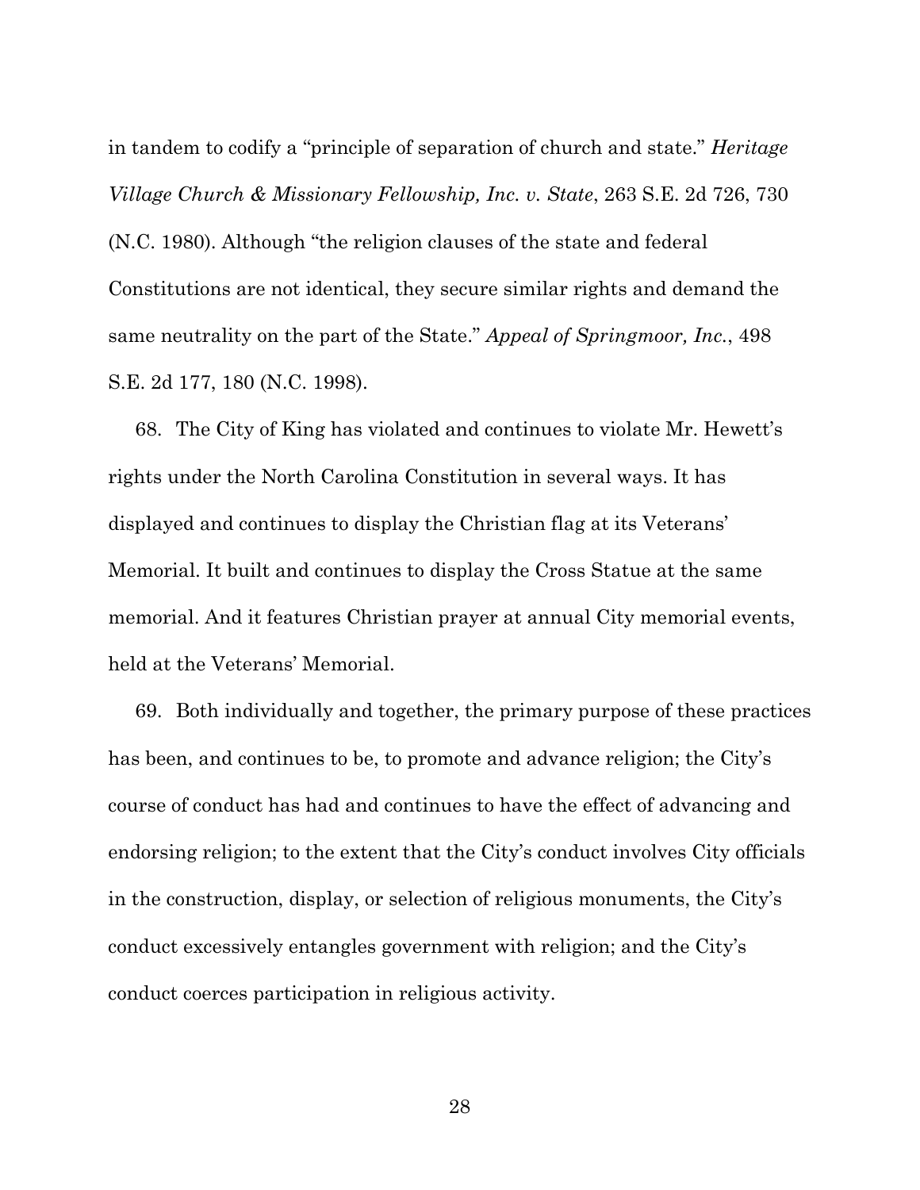in tandem to codify a "principle of separation of church and state." *Heritage Village Church & Missionary Fellowship, Inc. v. State*, 263 S.E. 2d 726, 730 (N.C. 1980). Although "the religion clauses of the state and federal Constitutions are not identical, they secure similar rights and demand the same neutrality on the part of the State." *Appeal of Springmoor, Inc.*, 498 S.E. 2d 177, 180 (N.C. 1998).

68. The City of King has violated and continues to violate Mr. Hewett's rights under the North Carolina Constitution in several ways. It has displayed and continues to display the Christian flag at its Veterans' Memorial. It built and continues to display the Cross Statue at the same memorial. And it features Christian prayer at annual City memorial events, held at the Veterans' Memorial.

69. Both individually and together, the primary purpose of these practices has been, and continues to be, to promote and advance religion; the City's course of conduct has had and continues to have the effect of advancing and endorsing religion; to the extent that the City's conduct involves City officials in the construction, display, or selection of religious monuments, the City's conduct excessively entangles government with religion; and the City's conduct coerces participation in religious activity.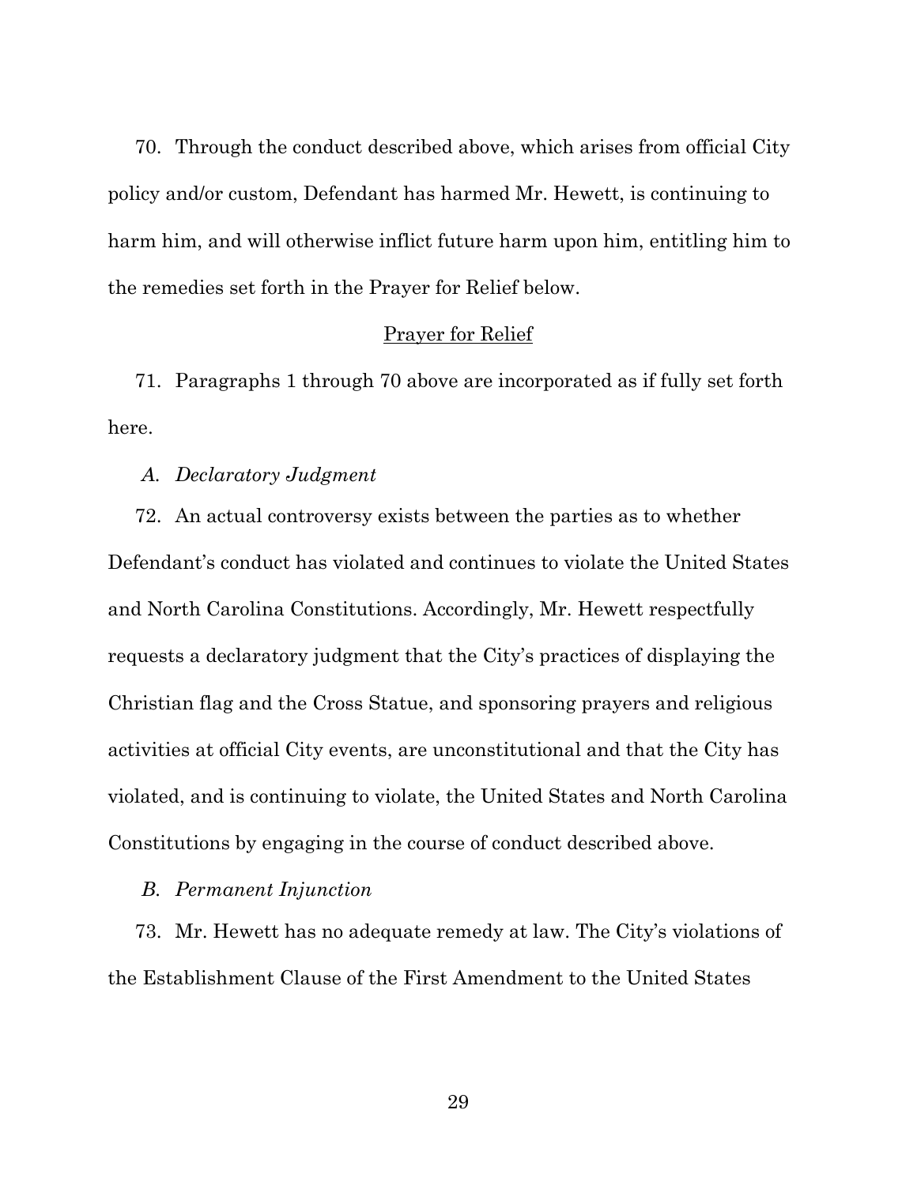70. Through the conduct described above, which arises from official City policy and/or custom, Defendant has harmed Mr. Hewett, is continuing to harm him, and will otherwise inflict future harm upon him, entitling him to the remedies set forth in the Prayer for Relief below.

## Prayer for Relief

71. Paragraphs 1 through 70 above are incorporated as if fully set forth here.

### *A. Declaratory Judgment*

72. An actual controversy exists between the parties as to whether Defendant's conduct has violated and continues to violate the United States and North Carolina Constitutions. Accordingly, Mr. Hewett respectfully requests a declaratory judgment that the City's practices of displaying the Christian flag and the Cross Statue, and sponsoring prayers and religious activities at official City events, are unconstitutional and that the City has violated, and is continuing to violate, the United States and North Carolina Constitutions by engaging in the course of conduct described above.

### *B. Permanent Injunction*

73. Mr. Hewett has no adequate remedy at law. The City's violations of the Establishment Clause of the First Amendment to the United States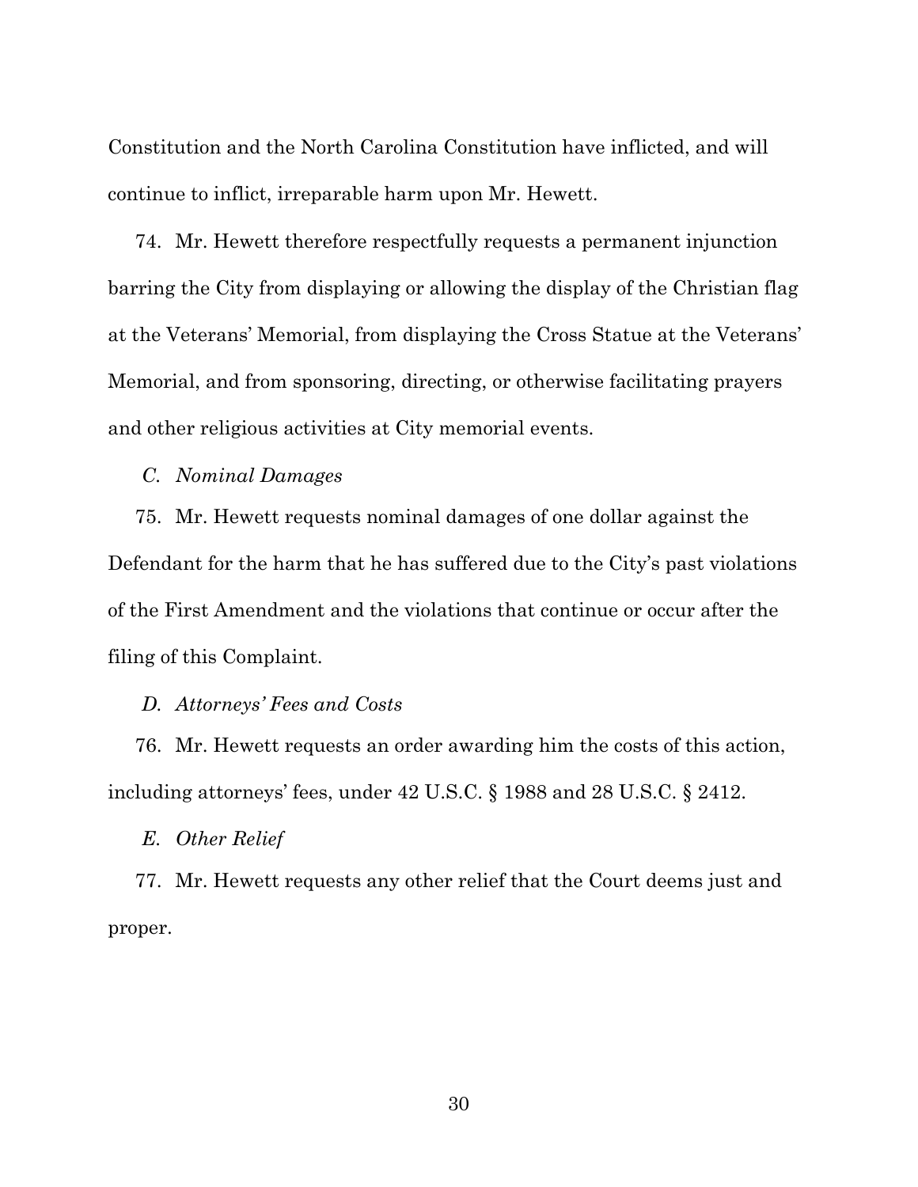Constitution and the North Carolina Constitution have inflicted, and will continue to inflict, irreparable harm upon Mr. Hewett.

74. Mr. Hewett therefore respectfully requests a permanent injunction barring the City from displaying or allowing the display of the Christian flag at the Veterans' Memorial, from displaying the Cross Statue at the Veterans' Memorial, and from sponsoring, directing, or otherwise facilitating prayers and other religious activities at City memorial events.

*C. Nominal Damages*

75. Mr. Hewett requests nominal damages of one dollar against the Defendant for the harm that he has suffered due to the City's past violations of the First Amendment and the violations that continue or occur after the filing of this Complaint.

*D. Attorneys' Fees and Costs*

76. Mr. Hewett requests an order awarding him the costs of this action, including attorneys' fees, under 42 U.S.C. § 1988 and 28 U.S.C. § 2412.

*E. Other Relief*

77. Mr. Hewett requests any other relief that the Court deems just and proper.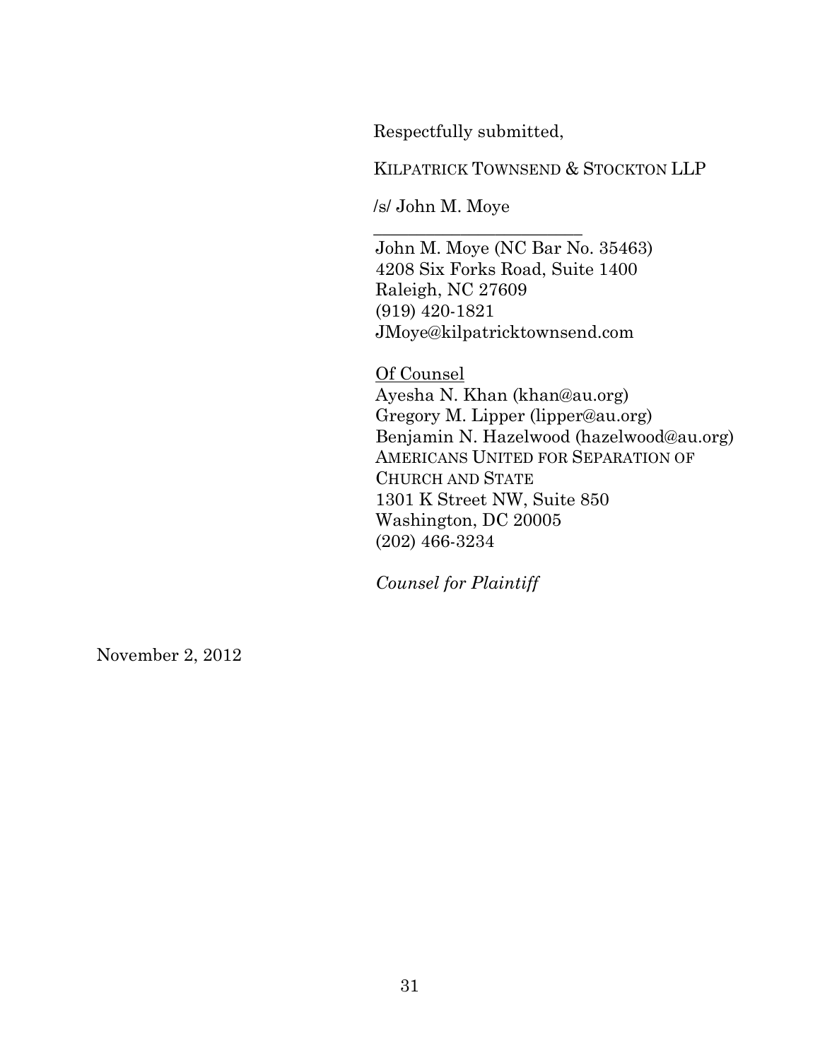Respectfully submitted,

KILPATRICK TOWNSEND & STOCKTON LLP

/s/ John M. Moye
_______________________
John M. Moye (NC Bar No. 35463)
4208 Six Forks Road, Suite 1400
Raleigh, NC 27609
(919) 420-1821
JMoye@kilpatricktownsend.com

Of Counsel
Ayesha N. Khan (khan@au.org)
Gregory M. Lipper (lipper@au.org)
Benjamin N. Hazelwood (hazelwood@au.org)
AMERICANS UNITED FOR SEPARATION OF CHURCH AND STATE
1301 K Street NW, Suite 850
Washington, DC 20005
(202) 466-3234

*Counsel for Plaintiff*

November 2, 2012